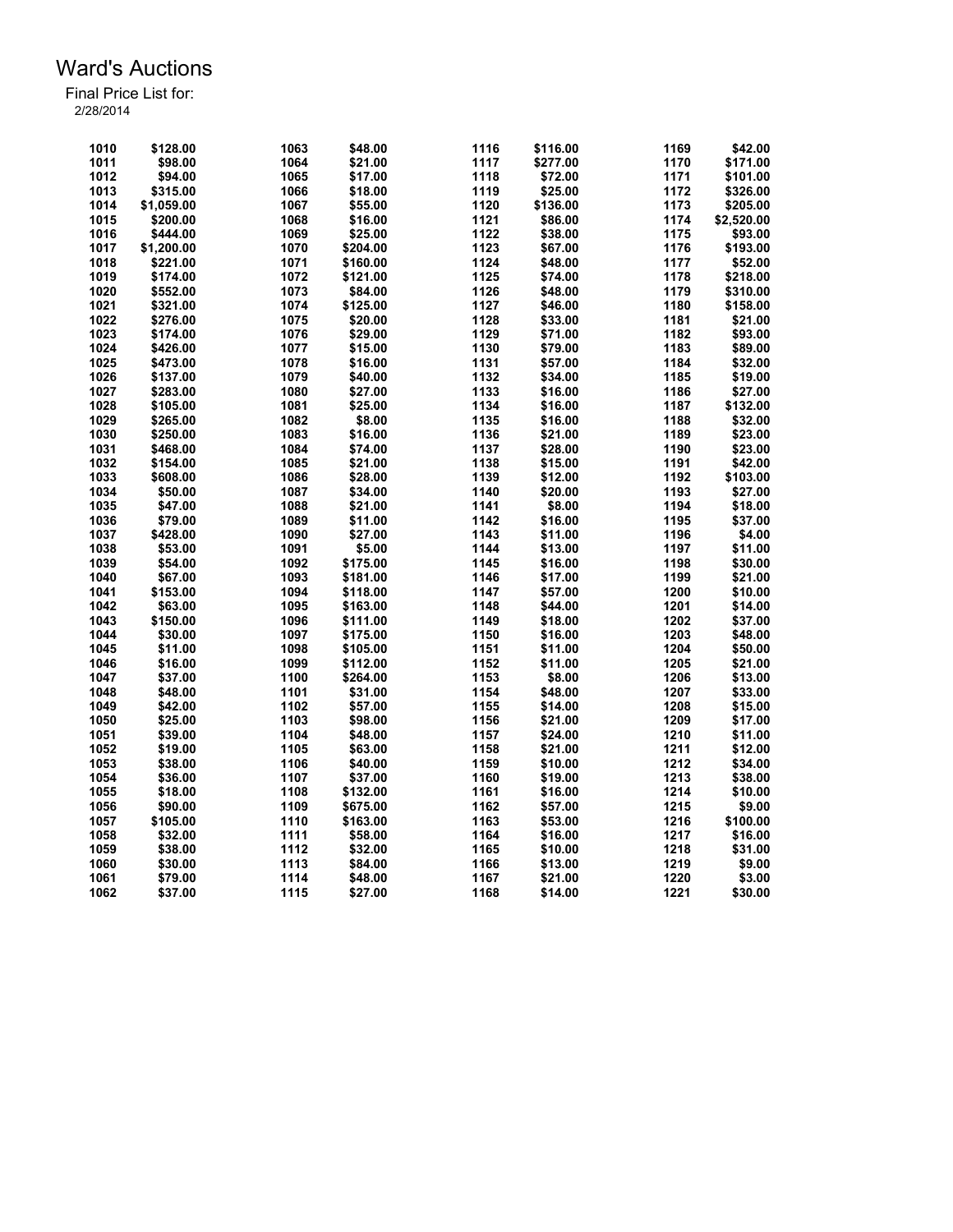# Ward's Auctions

Final Price List for:
2/28/2014

| Lot | Price | Lot | Price | Lot | Price | Lot | Price |
|---|---|---|---|---|---|---|---|
| 1010 | $128.00 | 1063 | $48.00 | 1116 | $116.00 | 1169 | $42.00 |
| 1011 | $98.00 | 1064 | $21.00 | 1117 | $277.00 | 1170 | $171.00 |
| 1012 | $94.00 | 1065 | $17.00 | 1118 | $72.00 | 1171 | $101.00 |
| 1013 | $315.00 | 1066 | $18.00 | 1119 | $25.00 | 1172 | $326.00 |
| 1014 | $1,059.00 | 1067 | $55.00 | 1120 | $136.00 | 1173 | $205.00 |
| 1015 | $200.00 | 1068 | $16.00 | 1121 | $86.00 | 1174 | $2,520.00 |
| 1016 | $444.00 | 1069 | $25.00 | 1122 | $38.00 | 1175 | $93.00 |
| 1017 | $1,200.00 | 1070 | $204.00 | 1123 | $67.00 | 1176 | $193.00 |
| 1018 | $221.00 | 1071 | $160.00 | 1124 | $48.00 | 1177 | $52.00 |
| 1019 | $174.00 | 1072 | $121.00 | 1125 | $74.00 | 1178 | $218.00 |
| 1020 | $552.00 | 1073 | $84.00 | 1126 | $48.00 | 1179 | $310.00 |
| 1021 | $321.00 | 1074 | $125.00 | 1127 | $46.00 | 1180 | $158.00 |
| 1022 | $276.00 | 1075 | $20.00 | 1128 | $33.00 | 1181 | $21.00 |
| 1023 | $174.00 | 1076 | $29.00 | 1129 | $71.00 | 1182 | $93.00 |
| 1024 | $426.00 | 1077 | $15.00 | 1130 | $79.00 | 1183 | $89.00 |
| 1025 | $473.00 | 1078 | $16.00 | 1131 | $57.00 | 1184 | $32.00 |
| 1026 | $137.00 | 1079 | $40.00 | 1132 | $34.00 | 1185 | $19.00 |
| 1027 | $283.00 | 1080 | $27.00 | 1133 | $16.00 | 1186 | $27.00 |
| 1028 | $105.00 | 1081 | $25.00 | 1134 | $16.00 | 1187 | $132.00 |
| 1029 | $265.00 | 1082 | $8.00 | 1135 | $16.00 | 1188 | $32.00 |
| 1030 | $250.00 | 1083 | $16.00 | 1136 | $21.00 | 1189 | $23.00 |
| 1031 | $468.00 | 1084 | $74.00 | 1137 | $28.00 | 1190 | $23.00 |
| 1032 | $154.00 | 1085 | $21.00 | 1138 | $15.00 | 1191 | $42.00 |
| 1033 | $608.00 | 1086 | $28.00 | 1139 | $12.00 | 1192 | $103.00 |
| 1034 | $50.00 | 1087 | $34.00 | 1140 | $20.00 | 1193 | $27.00 |
| 1035 | $47.00 | 1088 | $21.00 | 1141 | $8.00 | 1194 | $18.00 |
| 1036 | $79.00 | 1089 | $11.00 | 1142 | $16.00 | 1195 | $37.00 |
| 1037 | $428.00 | 1090 | $27.00 | 1143 | $11.00 | 1196 | $4.00 |
| 1038 | $53.00 | 1091 | $5.00 | 1144 | $13.00 | 1197 | $11.00 |
| 1039 | $54.00 | 1092 | $175.00 | 1145 | $16.00 | 1198 | $30.00 |
| 1040 | $67.00 | 1093 | $181.00 | 1146 | $17.00 | 1199 | $21.00 |
| 1041 | $153.00 | 1094 | $118.00 | 1147 | $57.00 | 1200 | $10.00 |
| 1042 | $63.00 | 1095 | $163.00 | 1148 | $44.00 | 1201 | $14.00 |
| 1043 | $150.00 | 1096 | $111.00 | 1149 | $18.00 | 1202 | $37.00 |
| 1044 | $30.00 | 1097 | $175.00 | 1150 | $16.00 | 1203 | $48.00 |
| 1045 | $11.00 | 1098 | $105.00 | 1151 | $11.00 | 1204 | $50.00 |
| 1046 | $16.00 | 1099 | $112.00 | 1152 | $11.00 | 1205 | $21.00 |
| 1047 | $37.00 | 1100 | $264.00 | 1153 | $8.00 | 1206 | $13.00 |
| 1048 | $48.00 | 1101 | $31.00 | 1154 | $48.00 | 1207 | $33.00 |
| 1049 | $42.00 | 1102 | $57.00 | 1155 | $14.00 | 1208 | $15.00 |
| 1050 | $25.00 | 1103 | $98.00 | 1156 | $21.00 | 1209 | $17.00 |
| 1051 | $39.00 | 1104 | $48.00 | 1157 | $24.00 | 1210 | $11.00 |
| 1052 | $19.00 | 1105 | $63.00 | 1158 | $21.00 | 1211 | $12.00 |
| 1053 | $38.00 | 1106 | $40.00 | 1159 | $10.00 | 1212 | $34.00 |
| 1054 | $36.00 | 1107 | $37.00 | 1160 | $19.00 | 1213 | $38.00 |
| 1055 | $18.00 | 1108 | $132.00 | 1161 | $16.00 | 1214 | $10.00 |
| 1056 | $90.00 | 1109 | $675.00 | 1162 | $57.00 | 1215 | $9.00 |
| 1057 | $105.00 | 1110 | $163.00 | 1163 | $53.00 | 1216 | $100.00 |
| 1058 | $32.00 | 1111 | $58.00 | 1164 | $16.00 | 1217 | $16.00 |
| 1059 | $38.00 | 1112 | $32.00 | 1165 | $10.00 | 1218 | $31.00 |
| 1060 | $30.00 | 1113 | $84.00 | 1166 | $13.00 | 1219 | $9.00 |
| 1061 | $79.00 | 1114 | $48.00 | 1167 | $21.00 | 1220 | $3.00 |
| 1062 | $37.00 | 1115 | $27.00 | 1168 | $14.00 | 1221 | $30.00 |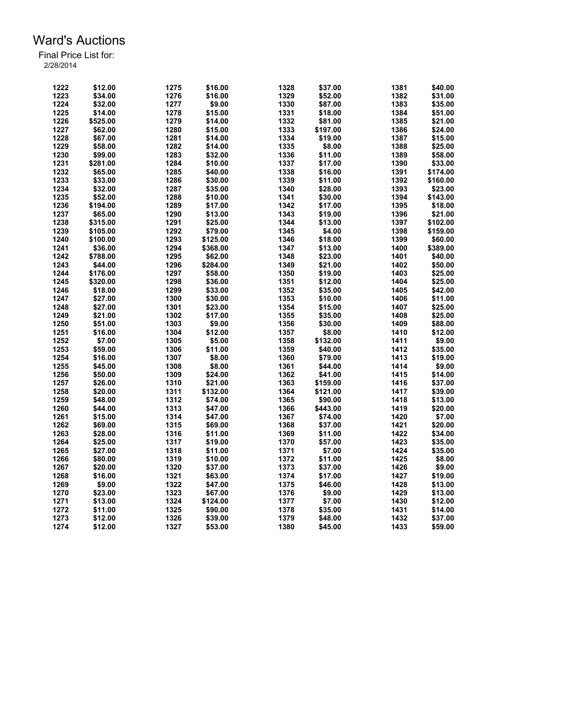# Ward's Auctions

Final Price List for:
2/28/2014

| Lot | Price | Lot | Price | Lot | Price | Lot | Price |
|---|---|---|---|---|---|---|---|
| 1222 | $12.00 | 1275 | $16.00 | 1328 | $37.00 | 1381 | $40.00 |
| 1223 | $34.00 | 1276 | $16.00 | 1329 | $52.00 | 1382 | $31.00 |
| 1224 | $32.00 | 1277 | $9.00 | 1330 | $87.00 | 1383 | $35.00 |
| 1225 | $14.00 | 1278 | $15.00 | 1331 | $18.00 | 1384 | $51.00 |
| 1226 | $525.00 | 1279 | $14.00 | 1332 | $81.00 | 1385 | $21.00 |
| 1227 | $62.00 | 1280 | $15.00 | 1333 | $197.00 | 1386 | $24.00 |
| 1228 | $67.00 | 1281 | $14.00 | 1334 | $19.00 | 1387 | $15.00 |
| 1229 | $58.00 | 1282 | $14.00 | 1335 | $8.00 | 1388 | $25.00 |
| 1230 | $99.00 | 1283 | $32.00 | 1336 | $11.00 | 1389 | $58.00 |
| 1231 | $281.00 | 1284 | $10.00 | 1337 | $17.00 | 1390 | $33.00 |
| 1232 | $65.00 | 1285 | $40.00 | 1338 | $16.00 | 1391 | $174.00 |
| 1233 | $33.00 | 1286 | $30.00 | 1339 | $11.00 | 1392 | $160.00 |
| 1234 | $32.00 | 1287 | $35.00 | 1340 | $28.00 | 1393 | $23.00 |
| 1235 | $52.00 | 1288 | $10.00 | 1341 | $30.00 | 1394 | $143.00 |
| 1236 | $194.00 | 1289 | $17.00 | 1342 | $17.00 | 1395 | $18.00 |
| 1237 | $65.00 | 1290 | $13.00 | 1343 | $19.00 | 1396 | $21.00 |
| 1238 | $315.00 | 1291 | $25.00 | 1344 | $13.00 | 1397 | $102.00 |
| 1239 | $105.00 | 1292 | $79.00 | 1345 | $4.00 | 1398 | $159.00 |
| 1240 | $100.00 | 1293 | $125.00 | 1346 | $18.00 | 1399 | $60.00 |
| 1241 | $36.00 | 1294 | $368.00 | 1347 | $13.00 | 1400 | $389.00 |
| 1242 | $788.00 | 1295 | $62.00 | 1348 | $23.00 | 1401 | $40.00 |
| 1243 | $44.00 | 1296 | $284.00 | 1349 | $21.00 | 1402 | $50.00 |
| 1244 | $176.00 | 1297 | $58.00 | 1350 | $19.00 | 1403 | $25.00 |
| 1245 | $320.00 | 1298 | $36.00 | 1351 | $12.00 | 1404 | $25.00 |
| 1246 | $18.00 | 1299 | $33.00 | 1352 | $35.00 | 1405 | $42.00 |
| 1247 | $27.00 | 1300 | $30.00 | 1353 | $10.00 | 1406 | $11.00 |
| 1248 | $27.00 | 1301 | $23.00 | 1354 | $15.00 | 1407 | $25.00 |
| 1249 | $21.00 | 1302 | $17.00 | 1355 | $35.00 | 1408 | $25.00 |
| 1250 | $51.00 | 1303 | $9.00 | 1356 | $30.00 | 1409 | $88.00 |
| 1251 | $16.00 | 1304 | $12.00 | 1357 | $8.00 | 1410 | $12.00 |
| 1252 | $7.00 | 1305 | $5.00 | 1358 | $132.00 | 1411 | $9.00 |
| 1253 | $59.00 | 1306 | $11.00 | 1359 | $40.00 | 1412 | $35.00 |
| 1254 | $16.00 | 1307 | $8.00 | 1360 | $79.00 | 1413 | $19.00 |
| 1255 | $45.00 | 1308 | $8.00 | 1361 | $44.00 | 1414 | $9.00 |
| 1256 | $50.00 | 1309 | $24.00 | 1362 | $41.00 | 1415 | $14.00 |
| 1257 | $26.00 | 1310 | $21.00 | 1363 | $159.00 | 1416 | $37.00 |
| 1258 | $20.00 | 1311 | $132.00 | 1364 | $121.00 | 1417 | $39.00 |
| 1259 | $48.00 | 1312 | $74.00 | 1365 | $90.00 | 1418 | $13.00 |
| 1260 | $44.00 | 1313 | $47.00 | 1366 | $443.00 | 1419 | $20.00 |
| 1261 | $15.00 | 1314 | $47.00 | 1367 | $74.00 | 1420 | $7.00 |
| 1262 | $69.00 | 1315 | $69.00 | 1368 | $37.00 | 1421 | $20.00 |
| 1263 | $28.00 | 1316 | $11.00 | 1369 | $11.00 | 1422 | $34.00 |
| 1264 | $25.00 | 1317 | $19.00 | 1370 | $57.00 | 1423 | $35.00 |
| 1265 | $27.00 | 1318 | $11.00 | 1371 | $7.00 | 1424 | $35.00 |
| 1266 | $80.00 | 1319 | $10.00 | 1372 | $11.00 | 1425 | $8.00 |
| 1267 | $20.00 | 1320 | $37.00 | 1373 | $37.00 | 1426 | $9.00 |
| 1268 | $16.00 | 1321 | $63.00 | 1374 | $17.00 | 1427 | $19.00 |
| 1269 | $9.00 | 1322 | $47.00 | 1375 | $46.00 | 1428 | $13.00 |
| 1270 | $23.00 | 1323 | $67.00 | 1376 | $9.00 | 1429 | $13.00 |
| 1271 | $13.00 | 1324 | $124.00 | 1377 | $7.00 | 1430 | $12.00 |
| 1272 | $11.00 | 1325 | $90.00 | 1378 | $35.00 | 1431 | $14.00 |
| 1273 | $12.00 | 1326 | $39.00 | 1379 | $48.00 | 1432 | $37.00 |
| 1274 | $12.00 | 1327 | $53.00 | 1380 | $45.00 | 1433 | $59.00 |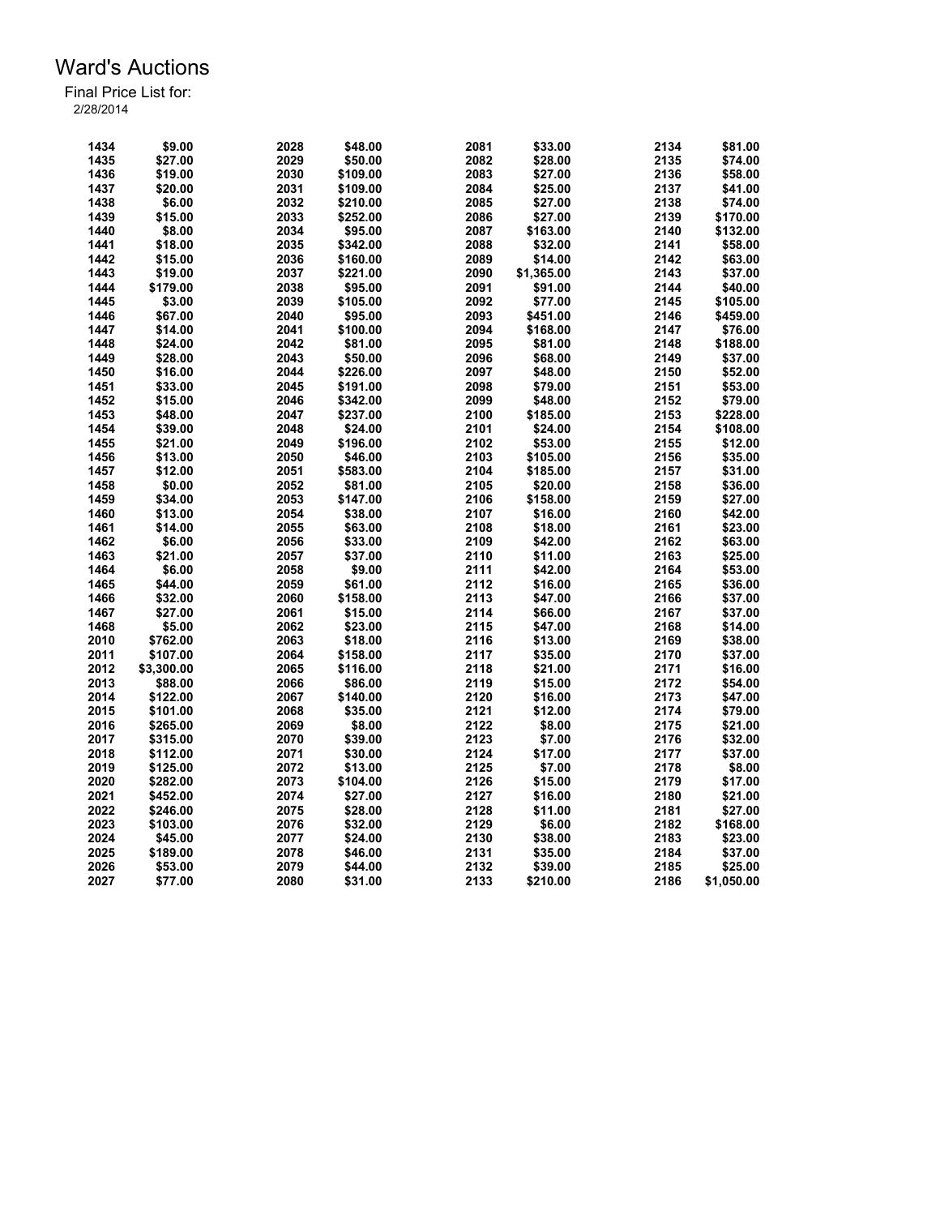# Ward's Auctions

Final Price List for:

2/28/2014

| Lot | Price | Lot | Price | Lot | Price | Lot | Price |
|---|---|---|---|---|---|---|---|
| 1434 | $9.00 | 2028 | $48.00 | 2081 | $33.00 | 2134 | $81.00 |
| 1435 | $27.00 | 2029 | $50.00 | 2082 | $28.00 | 2135 | $74.00 |
| 1436 | $19.00 | 2030 | $109.00 | 2083 | $27.00 | 2136 | $58.00 |
| 1437 | $20.00 | 2031 | $109.00 | 2084 | $25.00 | 2137 | $41.00 |
| 1438 | $6.00 | 2032 | $210.00 | 2085 | $27.00 | 2138 | $74.00 |
| 1439 | $15.00 | 2033 | $252.00 | 2086 | $27.00 | 2139 | $170.00 |
| 1440 | $8.00 | 2034 | $95.00 | 2087 | $163.00 | 2140 | $132.00 |
| 1441 | $18.00 | 2035 | $342.00 | 2088 | $32.00 | 2141 | $58.00 |
| 1442 | $15.00 | 2036 | $160.00 | 2089 | $14.00 | 2142 | $63.00 |
| 1443 | $19.00 | 2037 | $221.00 | 2090 | $1,365.00 | 2143 | $37.00 |
| 1444 | $179.00 | 2038 | $95.00 | 2091 | $91.00 | 2144 | $40.00 |
| 1445 | $3.00 | 2039 | $105.00 | 2092 | $77.00 | 2145 | $105.00 |
| 1446 | $67.00 | 2040 | $95.00 | 2093 | $451.00 | 2146 | $459.00 |
| 1447 | $14.00 | 2041 | $100.00 | 2094 | $168.00 | 2147 | $76.00 |
| 1448 | $24.00 | 2042 | $81.00 | 2095 | $81.00 | 2148 | $188.00 |
| 1449 | $28.00 | 2043 | $50.00 | 2096 | $68.00 | 2149 | $37.00 |
| 1450 | $16.00 | 2044 | $226.00 | 2097 | $48.00 | 2150 | $52.00 |
| 1451 | $33.00 | 2045 | $191.00 | 2098 | $79.00 | 2151 | $53.00 |
| 1452 | $15.00 | 2046 | $342.00 | 2099 | $48.00 | 2152 | $79.00 |
| 1453 | $48.00 | 2047 | $237.00 | 2100 | $185.00 | 2153 | $228.00 |
| 1454 | $39.00 | 2048 | $24.00 | 2101 | $24.00 | 2154 | $108.00 |
| 1455 | $21.00 | 2049 | $196.00 | 2102 | $53.00 | 2155 | $12.00 |
| 1456 | $13.00 | 2050 | $46.00 | 2103 | $105.00 | 2156 | $35.00 |
| 1457 | $12.00 | 2051 | $583.00 | 2104 | $185.00 | 2157 | $31.00 |
| 1458 | $0.00 | 2052 | $81.00 | 2105 | $20.00 | 2158 | $36.00 |
| 1459 | $34.00 | 2053 | $147.00 | 2106 | $158.00 | 2159 | $27.00 |
| 1460 | $13.00 | 2054 | $38.00 | 2107 | $16.00 | 2160 | $42.00 |
| 1461 | $14.00 | 2055 | $63.00 | 2108 | $18.00 | 2161 | $23.00 |
| 1462 | $6.00 | 2056 | $33.00 | 2109 | $42.00 | 2162 | $63.00 |
| 1463 | $21.00 | 2057 | $37.00 | 2110 | $11.00 | 2163 | $25.00 |
| 1464 | $6.00 | 2058 | $9.00 | 2111 | $42.00 | 2164 | $53.00 |
| 1465 | $44.00 | 2059 | $61.00 | 2112 | $16.00 | 2165 | $36.00 |
| 1466 | $32.00 | 2060 | $158.00 | 2113 | $47.00 | 2166 | $37.00 |
| 1467 | $27.00 | 2061 | $15.00 | 2114 | $66.00 | 2167 | $37.00 |
| 1468 | $5.00 | 2062 | $23.00 | 2115 | $47.00 | 2168 | $14.00 |
| 2010 | $762.00 | 2063 | $18.00 | 2116 | $13.00 | 2169 | $38.00 |
| 2011 | $107.00 | 2064 | $158.00 | 2117 | $35.00 | 2170 | $37.00 |
| 2012 | $3,300.00 | 2065 | $116.00 | 2118 | $21.00 | 2171 | $16.00 |
| 2013 | $88.00 | 2066 | $86.00 | 2119 | $15.00 | 2172 | $54.00 |
| 2014 | $122.00 | 2067 | $140.00 | 2120 | $16.00 | 2173 | $47.00 |
| 2015 | $101.00 | 2068 | $35.00 | 2121 | $12.00 | 2174 | $79.00 |
| 2016 | $265.00 | 2069 | $8.00 | 2122 | $8.00 | 2175 | $21.00 |
| 2017 | $315.00 | 2070 | $39.00 | 2123 | $7.00 | 2176 | $32.00 |
| 2018 | $112.00 | 2071 | $30.00 | 2124 | $17.00 | 2177 | $37.00 |
| 2019 | $125.00 | 2072 | $13.00 | 2125 | $7.00 | 2178 | $8.00 |
| 2020 | $282.00 | 2073 | $104.00 | 2126 | $15.00 | 2179 | $17.00 |
| 2021 | $452.00 | 2074 | $27.00 | 2127 | $16.00 | 2180 | $21.00 |
| 2022 | $246.00 | 2075 | $28.00 | 2128 | $11.00 | 2181 | $27.00 |
| 2023 | $103.00 | 2076 | $32.00 | 2129 | $6.00 | 2182 | $168.00 |
| 2024 | $45.00 | 2077 | $24.00 | 2130 | $38.00 | 2183 | $23.00 |
| 2025 | $189.00 | 2078 | $46.00 | 2131 | $35.00 | 2184 | $37.00 |
| 2026 | $53.00 | 2079 | $44.00 | 2132 | $39.00 | 2185 | $25.00 |
| 2027 | $77.00 | 2080 | $31.00 | 2133 | $210.00 | 2186 | $1,050.00 |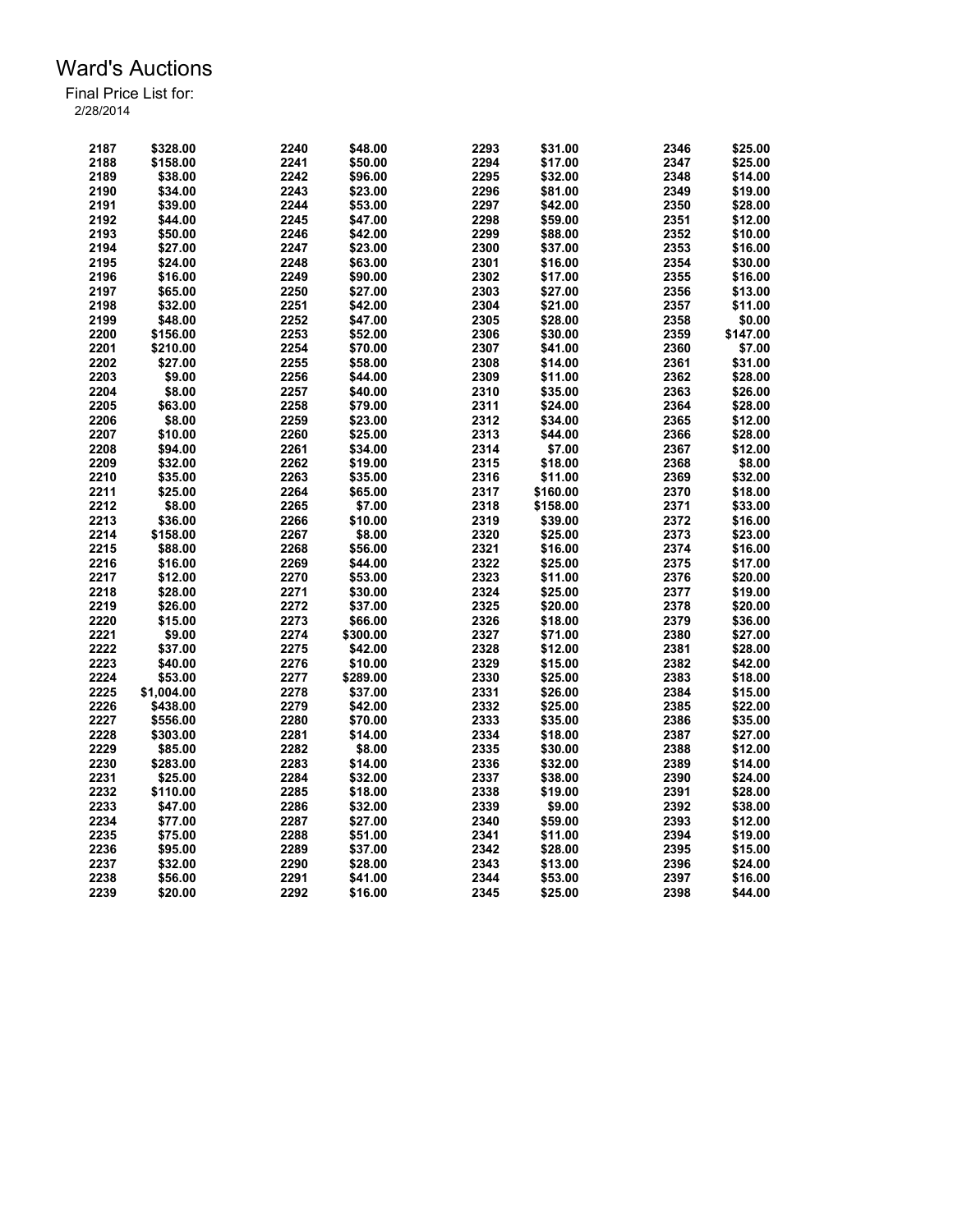# Ward's Auctions

Final Price List for:
2/28/2014

| Lot | Price | Lot | Price | Lot | Price | Lot | Price |
|---|---|---|---|---|---|---|---|
| 2187 | $328.00 | 2240 | $48.00 | 2293 | $31.00 | 2346 | $25.00 |
| 2188 | $158.00 | 2241 | $50.00 | 2294 | $17.00 | 2347 | $25.00 |
| 2189 | $38.00 | 2242 | $96.00 | 2295 | $32.00 | 2348 | $14.00 |
| 2190 | $34.00 | 2243 | $23.00 | 2296 | $81.00 | 2349 | $19.00 |
| 2191 | $39.00 | 2244 | $53.00 | 2297 | $42.00 | 2350 | $28.00 |
| 2192 | $44.00 | 2245 | $47.00 | 2298 | $59.00 | 2351 | $12.00 |
| 2193 | $50.00 | 2246 | $42.00 | 2299 | $88.00 | 2352 | $10.00 |
| 2194 | $27.00 | 2247 | $23.00 | 2300 | $37.00 | 2353 | $16.00 |
| 2195 | $24.00 | 2248 | $63.00 | 2301 | $16.00 | 2354 | $30.00 |
| 2196 | $16.00 | 2249 | $90.00 | 2302 | $17.00 | 2355 | $16.00 |
| 2197 | $65.00 | 2250 | $27.00 | 2303 | $27.00 | 2356 | $13.00 |
| 2198 | $32.00 | 2251 | $42.00 | 2304 | $21.00 | 2357 | $11.00 |
| 2199 | $48.00 | 2252 | $47.00 | 2305 | $28.00 | 2358 | $0.00 |
| 2200 | $156.00 | 2253 | $52.00 | 2306 | $30.00 | 2359 | $147.00 |
| 2201 | $210.00 | 2254 | $70.00 | 2307 | $41.00 | 2360 | $7.00 |
| 2202 | $27.00 | 2255 | $58.00 | 2308 | $14.00 | 2361 | $31.00 |
| 2203 | $9.00 | 2256 | $44.00 | 2309 | $11.00 | 2362 | $28.00 |
| 2204 | $8.00 | 2257 | $40.00 | 2310 | $35.00 | 2363 | $26.00 |
| 2205 | $63.00 | 2258 | $79.00 | 2311 | $24.00 | 2364 | $28.00 |
| 2206 | $8.00 | 2259 | $23.00 | 2312 | $34.00 | 2365 | $12.00 |
| 2207 | $10.00 | 2260 | $25.00 | 2313 | $44.00 | 2366 | $28.00 |
| 2208 | $94.00 | 2261 | $34.00 | 2314 | $7.00 | 2367 | $12.00 |
| 2209 | $32.00 | 2262 | $19.00 | 2315 | $18.00 | 2368 | $8.00 |
| 2210 | $35.00 | 2263 | $35.00 | 2316 | $11.00 | 2369 | $32.00 |
| 2211 | $25.00 | 2264 | $65.00 | 2317 | $160.00 | 2370 | $18.00 |
| 2212 | $8.00 | 2265 | $7.00 | 2318 | $158.00 | 2371 | $33.00 |
| 2213 | $36.00 | 2266 | $10.00 | 2319 | $39.00 | 2372 | $16.00 |
| 2214 | $158.00 | 2267 | $8.00 | 2320 | $25.00 | 2373 | $23.00 |
| 2215 | $88.00 | 2268 | $56.00 | 2321 | $16.00 | 2374 | $16.00 |
| 2216 | $16.00 | 2269 | $44.00 | 2322 | $25.00 | 2375 | $17.00 |
| 2217 | $12.00 | 2270 | $53.00 | 2323 | $11.00 | 2376 | $20.00 |
| 2218 | $28.00 | 2271 | $30.00 | 2324 | $25.00 | 2377 | $19.00 |
| 2219 | $26.00 | 2272 | $37.00 | 2325 | $20.00 | 2378 | $20.00 |
| 2220 | $15.00 | 2273 | $66.00 | 2326 | $18.00 | 2379 | $36.00 |
| 2221 | $9.00 | 2274 | $300.00 | 2327 | $71.00 | 2380 | $27.00 |
| 2222 | $37.00 | 2275 | $42.00 | 2328 | $12.00 | 2381 | $28.00 |
| 2223 | $40.00 | 2276 | $10.00 | 2329 | $15.00 | 2382 | $42.00 |
| 2224 | $53.00 | 2277 | $289.00 | 2330 | $25.00 | 2383 | $18.00 |
| 2225 | $1,004.00 | 2278 | $37.00 | 2331 | $26.00 | 2384 | $15.00 |
| 2226 | $438.00 | 2279 | $42.00 | 2332 | $25.00 | 2385 | $22.00 |
| 2227 | $556.00 | 2280 | $70.00 | 2333 | $35.00 | 2386 | $35.00 |
| 2228 | $303.00 | 2281 | $14.00 | 2334 | $18.00 | 2387 | $27.00 |
| 2229 | $85.00 | 2282 | $8.00 | 2335 | $30.00 | 2388 | $12.00 |
| 2230 | $283.00 | 2283 | $14.00 | 2336 | $32.00 | 2389 | $14.00 |
| 2231 | $25.00 | 2284 | $32.00 | 2337 | $38.00 | 2390 | $24.00 |
| 2232 | $110.00 | 2285 | $18.00 | 2338 | $19.00 | 2391 | $28.00 |
| 2233 | $47.00 | 2286 | $32.00 | 2339 | $9.00 | 2392 | $38.00 |
| 2234 | $77.00 | 2287 | $27.00 | 2340 | $59.00 | 2393 | $12.00 |
| 2235 | $75.00 | 2288 | $51.00 | 2341 | $11.00 | 2394 | $19.00 |
| 2236 | $95.00 | 2289 | $37.00 | 2342 | $28.00 | 2395 | $15.00 |
| 2237 | $32.00 | 2290 | $28.00 | 2343 | $13.00 | 2396 | $24.00 |
| 2238 | $56.00 | 2291 | $41.00 | 2344 | $53.00 | 2397 | $16.00 |
| 2239 | $20.00 | 2292 | $16.00 | 2345 | $25.00 | 2398 | $44.00 |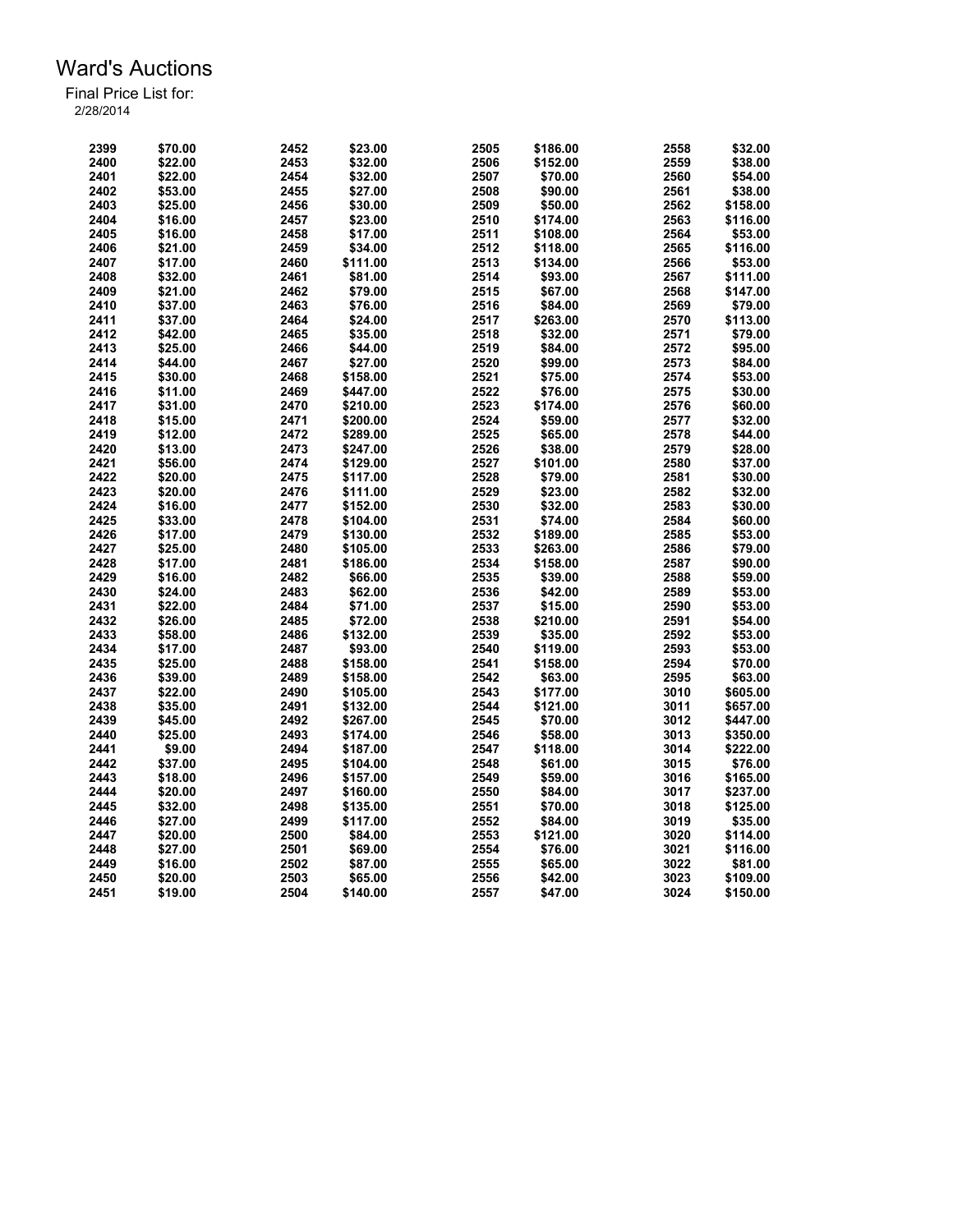# Ward's Auctions

Final Price List for:
2/28/2014

| Lot | Price | Lot | Price | Lot | Price | Lot | Price |
|---|---|---|---|---|---|---|---|
| 2399 | $70.00 | 2452 | $23.00 | 2505 | $186.00 | 2558 | $32.00 |
| 2400 | $22.00 | 2453 | $32.00 | 2506 | $152.00 | 2559 | $38.00 |
| 2401 | $22.00 | 2454 | $32.00 | 2507 | $70.00 | 2560 | $54.00 |
| 2402 | $53.00 | 2455 | $27.00 | 2508 | $90.00 | 2561 | $38.00 |
| 2403 | $25.00 | 2456 | $30.00 | 2509 | $50.00 | 2562 | $158.00 |
| 2404 | $16.00 | 2457 | $23.00 | 2510 | $174.00 | 2563 | $116.00 |
| 2405 | $16.00 | 2458 | $17.00 | 2511 | $108.00 | 2564 | $53.00 |
| 2406 | $21.00 | 2459 | $34.00 | 2512 | $118.00 | 2565 | $116.00 |
| 2407 | $17.00 | 2460 | $111.00 | 2513 | $134.00 | 2566 | $53.00 |
| 2408 | $32.00 | 2461 | $81.00 | 2514 | $93.00 | 2567 | $111.00 |
| 2409 | $21.00 | 2462 | $79.00 | 2515 | $67.00 | 2568 | $147.00 |
| 2410 | $37.00 | 2463 | $76.00 | 2516 | $84.00 | 2569 | $79.00 |
| 2411 | $37.00 | 2464 | $24.00 | 2517 | $263.00 | 2570 | $113.00 |
| 2412 | $42.00 | 2465 | $35.00 | 2518 | $32.00 | 2571 | $79.00 |
| 2413 | $25.00 | 2466 | $44.00 | 2519 | $84.00 | 2572 | $95.00 |
| 2414 | $44.00 | 2467 | $27.00 | 2520 | $99.00 | 2573 | $84.00 |
| 2415 | $30.00 | 2468 | $158.00 | 2521 | $75.00 | 2574 | $53.00 |
| 2416 | $11.00 | 2469 | $447.00 | 2522 | $76.00 | 2575 | $30.00 |
| 2417 | $31.00 | 2470 | $210.00 | 2523 | $174.00 | 2576 | $60.00 |
| 2418 | $15.00 | 2471 | $200.00 | 2524 | $59.00 | 2577 | $32.00 |
| 2419 | $12.00 | 2472 | $289.00 | 2525 | $65.00 | 2578 | $44.00 |
| 2420 | $13.00 | 2473 | $247.00 | 2526 | $38.00 | 2579 | $28.00 |
| 2421 | $56.00 | 2474 | $129.00 | 2527 | $101.00 | 2580 | $37.00 |
| 2422 | $20.00 | 2475 | $117.00 | 2528 | $79.00 | 2581 | $30.00 |
| 2423 | $20.00 | 2476 | $111.00 | 2529 | $23.00 | 2582 | $32.00 |
| 2424 | $16.00 | 2477 | $152.00 | 2530 | $32.00 | 2583 | $30.00 |
| 2425 | $33.00 | 2478 | $104.00 | 2531 | $74.00 | 2584 | $60.00 |
| 2426 | $17.00 | 2479 | $130.00 | 2532 | $189.00 | 2585 | $53.00 |
| 2427 | $25.00 | 2480 | $105.00 | 2533 | $263.00 | 2586 | $79.00 |
| 2428 | $17.00 | 2481 | $186.00 | 2534 | $158.00 | 2587 | $90.00 |
| 2429 | $16.00 | 2482 | $66.00 | 2535 | $39.00 | 2588 | $59.00 |
| 2430 | $24.00 | 2483 | $62.00 | 2536 | $42.00 | 2589 | $53.00 |
| 2431 | $22.00 | 2484 | $71.00 | 2537 | $15.00 | 2590 | $53.00 |
| 2432 | $26.00 | 2485 | $72.00 | 2538 | $210.00 | 2591 | $54.00 |
| 2433 | $58.00 | 2486 | $132.00 | 2539 | $35.00 | 2592 | $53.00 |
| 2434 | $17.00 | 2487 | $93.00 | 2540 | $119.00 | 2593 | $53.00 |
| 2435 | $25.00 | 2488 | $158.00 | 2541 | $158.00 | 2594 | $70.00 |
| 2436 | $39.00 | 2489 | $158.00 | 2542 | $63.00 | 2595 | $63.00 |
| 2437 | $22.00 | 2490 | $105.00 | 2543 | $177.00 | 3010 | $605.00 |
| 2438 | $35.00 | 2491 | $132.00 | 2544 | $121.00 | 3011 | $657.00 |
| 2439 | $45.00 | 2492 | $267.00 | 2545 | $70.00 | 3012 | $447.00 |
| 2440 | $25.00 | 2493 | $174.00 | 2546 | $58.00 | 3013 | $350.00 |
| 2441 | $9.00 | 2494 | $187.00 | 2547 | $118.00 | 3014 | $222.00 |
| 2442 | $37.00 | 2495 | $104.00 | 2548 | $61.00 | 3015 | $76.00 |
| 2443 | $18.00 | 2496 | $157.00 | 2549 | $59.00 | 3016 | $165.00 |
| 2444 | $20.00 | 2497 | $160.00 | 2550 | $84.00 | 3017 | $237.00 |
| 2445 | $32.00 | 2498 | $135.00 | 2551 | $70.00 | 3018 | $125.00 |
| 2446 | $27.00 | 2499 | $117.00 | 2552 | $84.00 | 3019 | $35.00 |
| 2447 | $20.00 | 2500 | $84.00 | 2553 | $121.00 | 3020 | $114.00 |
| 2448 | $27.00 | 2501 | $69.00 | 2554 | $76.00 | 3021 | $116.00 |
| 2449 | $16.00 | 2502 | $87.00 | 2555 | $65.00 | 3022 | $81.00 |
| 2450 | $20.00 | 2503 | $65.00 | 2556 | $42.00 | 3023 | $109.00 |
| 2451 | $19.00 | 2504 | $140.00 | 2557 | $47.00 | 3024 | $150.00 |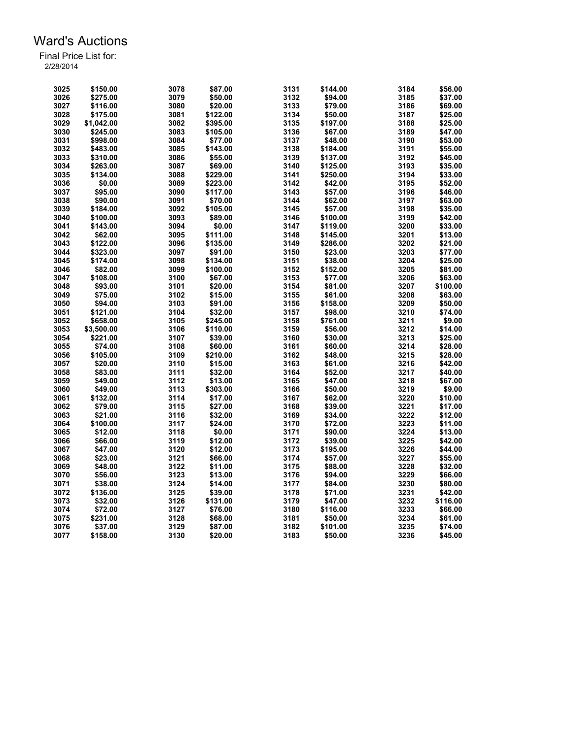# Ward's Auctions

Final Price List for:
2/28/2014

| Lot | Price | Lot | Price | Lot | Price | Lot | Price |
|---|---|---|---|---|---|---|---|
| 3025 | $150.00 | 3078 | $87.00 | 3131 | $144.00 | 3184 | $56.00 |
| 3026 | $275.00 | 3079 | $50.00 | 3132 | $94.00 | 3185 | $37.00 |
| 3027 | $116.00 | 3080 | $20.00 | 3133 | $79.00 | 3186 | $69.00 |
| 3028 | $175.00 | 3081 | $122.00 | 3134 | $50.00 | 3187 | $25.00 |
| 3029 | $1,042.00 | 3082 | $395.00 | 3135 | $197.00 | 3188 | $25.00 |
| 3030 | $245.00 | 3083 | $105.00 | 3136 | $67.00 | 3189 | $47.00 |
| 3031 | $998.00 | 3084 | $77.00 | 3137 | $48.00 | 3190 | $53.00 |
| 3032 | $483.00 | 3085 | $143.00 | 3138 | $184.00 | 3191 | $55.00 |
| 3033 | $310.00 | 3086 | $55.00 | 3139 | $137.00 | 3192 | $45.00 |
| 3034 | $263.00 | 3087 | $69.00 | 3140 | $125.00 | 3193 | $35.00 |
| 3035 | $134.00 | 3088 | $229.00 | 3141 | $250.00 | 3194 | $33.00 |
| 3036 | $0.00 | 3089 | $223.00 | 3142 | $42.00 | 3195 | $52.00 |
| 3037 | $95.00 | 3090 | $117.00 | 3143 | $57.00 | 3196 | $46.00 |
| 3038 | $90.00 | 3091 | $70.00 | 3144 | $62.00 | 3197 | $63.00 |
| 3039 | $184.00 | 3092 | $105.00 | 3145 | $57.00 | 3198 | $35.00 |
| 3040 | $100.00 | 3093 | $89.00 | 3146 | $100.00 | 3199 | $42.00 |
| 3041 | $143.00 | 3094 | $0.00 | 3147 | $119.00 | 3200 | $33.00 |
| 3042 | $62.00 | 3095 | $111.00 | 3148 | $145.00 | 3201 | $13.00 |
| 3043 | $122.00 | 3096 | $135.00 | 3149 | $286.00 | 3202 | $21.00 |
| 3044 | $323.00 | 3097 | $91.00 | 3150 | $23.00 | 3203 | $77.00 |
| 3045 | $174.00 | 3098 | $134.00 | 3151 | $38.00 | 3204 | $25.00 |
| 3046 | $82.00 | 3099 | $100.00 | 3152 | $152.00 | 3205 | $81.00 |
| 3047 | $108.00 | 3100 | $67.00 | 3153 | $77.00 | 3206 | $63.00 |
| 3048 | $93.00 | 3101 | $20.00 | 3154 | $81.00 | 3207 | $100.00 |
| 3049 | $75.00 | 3102 | $15.00 | 3155 | $61.00 | 3208 | $63.00 |
| 3050 | $94.00 | 3103 | $91.00 | 3156 | $158.00 | 3209 | $50.00 |
| 3051 | $121.00 | 3104 | $32.00 | 3157 | $98.00 | 3210 | $74.00 |
| 3052 | $658.00 | 3105 | $245.00 | 3158 | $761.00 | 3211 | $9.00 |
| 3053 | $3,500.00 | 3106 | $110.00 | 3159 | $56.00 | 3212 | $14.00 |
| 3054 | $221.00 | 3107 | $39.00 | 3160 | $30.00 | 3213 | $25.00 |
| 3055 | $74.00 | 3108 | $60.00 | 3161 | $60.00 | 3214 | $28.00 |
| 3056 | $105.00 | 3109 | $210.00 | 3162 | $48.00 | 3215 | $28.00 |
| 3057 | $20.00 | 3110 | $15.00 | 3163 | $61.00 | 3216 | $42.00 |
| 3058 | $83.00 | 3111 | $32.00 | 3164 | $52.00 | 3217 | $40.00 |
| 3059 | $49.00 | 3112 | $13.00 | 3165 | $47.00 | 3218 | $67.00 |
| 3060 | $49.00 | 3113 | $303.00 | 3166 | $50.00 | 3219 | $9.00 |
| 3061 | $132.00 | 3114 | $17.00 | 3167 | $62.00 | 3220 | $10.00 |
| 3062 | $79.00 | 3115 | $27.00 | 3168 | $39.00 | 3221 | $17.00 |
| 3063 | $21.00 | 3116 | $32.00 | 3169 | $34.00 | 3222 | $12.00 |
| 3064 | $100.00 | 3117 | $24.00 | 3170 | $72.00 | 3223 | $11.00 |
| 3065 | $12.00 | 3118 | $0.00 | 3171 | $90.00 | 3224 | $13.00 |
| 3066 | $66.00 | 3119 | $12.00 | 3172 | $39.00 | 3225 | $42.00 |
| 3067 | $47.00 | 3120 | $12.00 | 3173 | $195.00 | 3226 | $44.00 |
| 3068 | $23.00 | 3121 | $66.00 | 3174 | $57.00 | 3227 | $55.00 |
| 3069 | $48.00 | 3122 | $11.00 | 3175 | $88.00 | 3228 | $32.00 |
| 3070 | $56.00 | 3123 | $13.00 | 3176 | $94.00 | 3229 | $66.00 |
| 3071 | $38.00 | 3124 | $14.00 | 3177 | $84.00 | 3230 | $80.00 |
| 3072 | $136.00 | 3125 | $39.00 | 3178 | $71.00 | 3231 | $42.00 |
| 3073 | $32.00 | 3126 | $131.00 | 3179 | $47.00 | 3232 | $116.00 |
| 3074 | $72.00 | 3127 | $76.00 | 3180 | $116.00 | 3233 | $66.00 |
| 3075 | $231.00 | 3128 | $68.00 | 3181 | $50.00 | 3234 | $61.00 |
| 3076 | $37.00 | 3129 | $87.00 | 3182 | $101.00 | 3235 | $74.00 |
| 3077 | $158.00 | 3130 | $20.00 | 3183 | $50.00 | 3236 | $45.00 |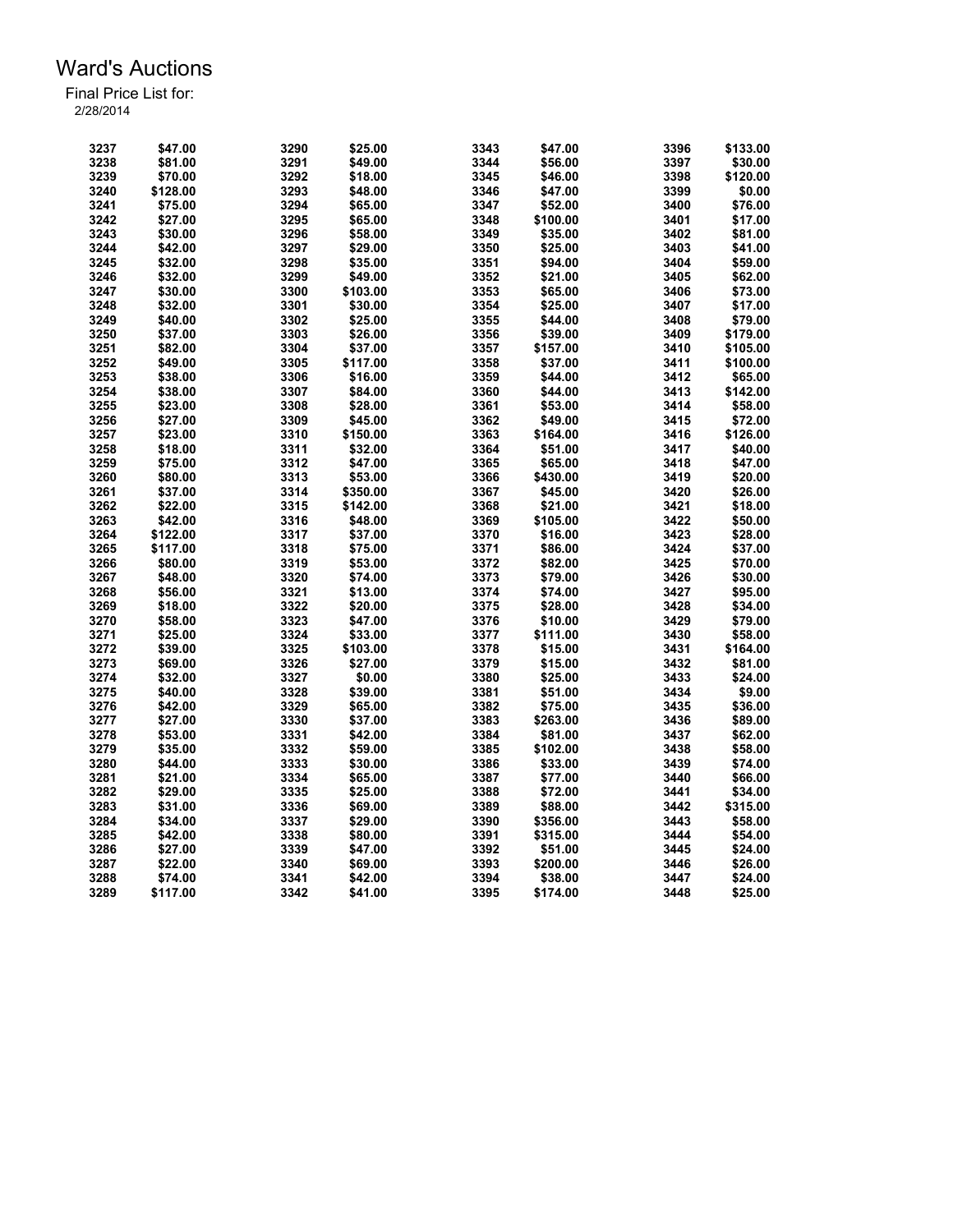# Ward's Auctions

Final Price List for:
2/28/2014

| Lot | Price | Lot | Price | Lot | Price | Lot | Price |
|---|---|---|---|---|---|---|---|
| 3237 | $47.00 | 3290 | $25.00 | 3343 | $47.00 | 3396 | $133.00 |
| 3238 | $81.00 | 3291 | $49.00 | 3344 | $56.00 | 3397 | $30.00 |
| 3239 | $70.00 | 3292 | $18.00 | 3345 | $46.00 | 3398 | $120.00 |
| 3240 | $128.00 | 3293 | $48.00 | 3346 | $47.00 | 3399 | $0.00 |
| 3241 | $75.00 | 3294 | $65.00 | 3347 | $52.00 | 3400 | $76.00 |
| 3242 | $27.00 | 3295 | $65.00 | 3348 | $100.00 | 3401 | $17.00 |
| 3243 | $30.00 | 3296 | $58.00 | 3349 | $35.00 | 3402 | $81.00 |
| 3244 | $42.00 | 3297 | $29.00 | 3350 | $25.00 | 3403 | $41.00 |
| 3245 | $32.00 | 3298 | $35.00 | 3351 | $94.00 | 3404 | $59.00 |
| 3246 | $32.00 | 3299 | $49.00 | 3352 | $21.00 | 3405 | $62.00 |
| 3247 | $30.00 | 3300 | $103.00 | 3353 | $65.00 | 3406 | $73.00 |
| 3248 | $32.00 | 3301 | $30.00 | 3354 | $25.00 | 3407 | $17.00 |
| 3249 | $40.00 | 3302 | $25.00 | 3355 | $44.00 | 3408 | $79.00 |
| 3250 | $37.00 | 3303 | $26.00 | 3356 | $39.00 | 3409 | $179.00 |
| 3251 | $82.00 | 3304 | $37.00 | 3357 | $157.00 | 3410 | $105.00 |
| 3252 | $49.00 | 3305 | $117.00 | 3358 | $37.00 | 3411 | $100.00 |
| 3253 | $38.00 | 3306 | $16.00 | 3359 | $44.00 | 3412 | $65.00 |
| 3254 | $38.00 | 3307 | $84.00 | 3360 | $44.00 | 3413 | $142.00 |
| 3255 | $23.00 | 3308 | $28.00 | 3361 | $53.00 | 3414 | $58.00 |
| 3256 | $27.00 | 3309 | $45.00 | 3362 | $49.00 | 3415 | $72.00 |
| 3257 | $23.00 | 3310 | $150.00 | 3363 | $164.00 | 3416 | $126.00 |
| 3258 | $18.00 | 3311 | $32.00 | 3364 | $51.00 | 3417 | $40.00 |
| 3259 | $75.00 | 3312 | $47.00 | 3365 | $65.00 | 3418 | $47.00 |
| 3260 | $80.00 | 3313 | $53.00 | 3366 | $430.00 | 3419 | $20.00 |
| 3261 | $37.00 | 3314 | $350.00 | 3367 | $45.00 | 3420 | $26.00 |
| 3262 | $22.00 | 3315 | $142.00 | 3368 | $21.00 | 3421 | $18.00 |
| 3263 | $42.00 | 3316 | $48.00 | 3369 | $105.00 | 3422 | $50.00 |
| 3264 | $122.00 | 3317 | $37.00 | 3370 | $16.00 | 3423 | $28.00 |
| 3265 | $117.00 | 3318 | $75.00 | 3371 | $86.00 | 3424 | $37.00 |
| 3266 | $80.00 | 3319 | $53.00 | 3372 | $82.00 | 3425 | $70.00 |
| 3267 | $48.00 | 3320 | $74.00 | 3373 | $79.00 | 3426 | $30.00 |
| 3268 | $56.00 | 3321 | $13.00 | 3374 | $74.00 | 3427 | $95.00 |
| 3269 | $18.00 | 3322 | $20.00 | 3375 | $28.00 | 3428 | $34.00 |
| 3270 | $58.00 | 3323 | $47.00 | 3376 | $10.00 | 3429 | $79.00 |
| 3271 | $25.00 | 3324 | $33.00 | 3377 | $111.00 | 3430 | $58.00 |
| 3272 | $39.00 | 3325 | $103.00 | 3378 | $15.00 | 3431 | $164.00 |
| 3273 | $69.00 | 3326 | $27.00 | 3379 | $15.00 | 3432 | $81.00 |
| 3274 | $32.00 | 3327 | $0.00 | 3380 | $25.00 | 3433 | $24.00 |
| 3275 | $40.00 | 3328 | $39.00 | 3381 | $51.00 | 3434 | $9.00 |
| 3276 | $42.00 | 3329 | $65.00 | 3382 | $75.00 | 3435 | $36.00 |
| 3277 | $27.00 | 3330 | $37.00 | 3383 | $263.00 | 3436 | $89.00 |
| 3278 | $53.00 | 3331 | $42.00 | 3384 | $81.00 | 3437 | $62.00 |
| 3279 | $35.00 | 3332 | $59.00 | 3385 | $102.00 | 3438 | $58.00 |
| 3280 | $44.00 | 3333 | $30.00 | 3386 | $33.00 | 3439 | $74.00 |
| 3281 | $21.00 | 3334 | $65.00 | 3387 | $77.00 | 3440 | $66.00 |
| 3282 | $29.00 | 3335 | $25.00 | 3388 | $72.00 | 3441 | $34.00 |
| 3283 | $31.00 | 3336 | $69.00 | 3389 | $88.00 | 3442 | $315.00 |
| 3284 | $34.00 | 3337 | $29.00 | 3390 | $356.00 | 3443 | $58.00 |
| 3285 | $42.00 | 3338 | $80.00 | 3391 | $315.00 | 3444 | $54.00 |
| 3286 | $27.00 | 3339 | $47.00 | 3392 | $51.00 | 3445 | $24.00 |
| 3287 | $22.00 | 3340 | $69.00 | 3393 | $200.00 | 3446 | $26.00 |
| 3288 | $74.00 | 3341 | $42.00 | 3394 | $38.00 | 3447 | $24.00 |
| 3289 | $117.00 | 3342 | $41.00 | 3395 | $174.00 | 3448 | $25.00 |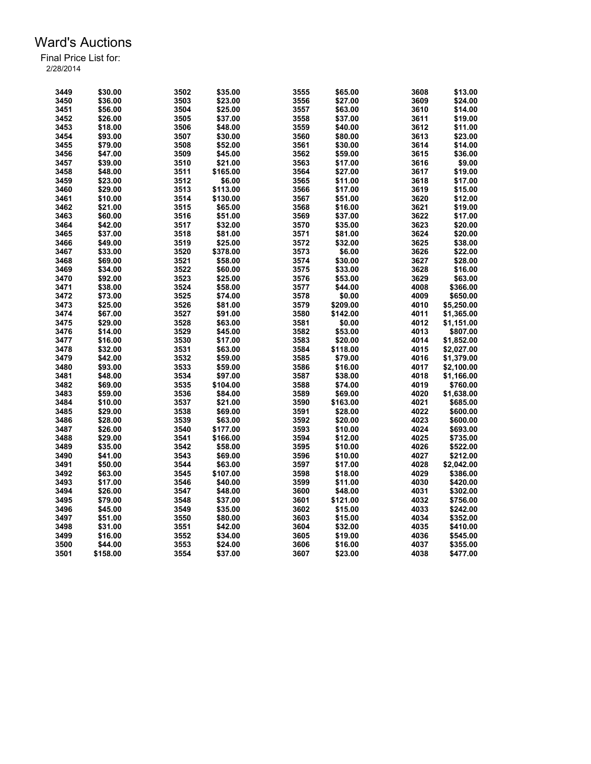# Ward's Auctions

Final Price List for:
2/28/2014

| Lot | Price | Lot | Price | Lot | Price | Lot | Price |
|---|---|---|---|---|---|---|---|
| 3449 | $30.00 | 3502 | $35.00 | 3555 | $65.00 | 3608 | $13.00 |
| 3450 | $36.00 | 3503 | $23.00 | 3556 | $27.00 | 3609 | $24.00 |
| 3451 | $56.00 | 3504 | $25.00 | 3557 | $63.00 | 3610 | $14.00 |
| 3452 | $26.00 | 3505 | $37.00 | 3558 | $37.00 | 3611 | $19.00 |
| 3453 | $18.00 | 3506 | $48.00 | 3559 | $40.00 | 3612 | $11.00 |
| 3454 | $93.00 | 3507 | $30.00 | 3560 | $80.00 | 3613 | $23.00 |
| 3455 | $79.00 | 3508 | $52.00 | 3561 | $30.00 | 3614 | $14.00 |
| 3456 | $47.00 | 3509 | $45.00 | 3562 | $59.00 | 3615 | $36.00 |
| 3457 | $39.00 | 3510 | $21.00 | 3563 | $17.00 | 3616 | $9.00 |
| 3458 | $48.00 | 3511 | $165.00 | 3564 | $27.00 | 3617 | $19.00 |
| 3459 | $23.00 | 3512 | $6.00 | 3565 | $11.00 | 3618 | $17.00 |
| 3460 | $29.00 | 3513 | $113.00 | 3566 | $17.00 | 3619 | $15.00 |
| 3461 | $10.00 | 3514 | $130.00 | 3567 | $51.00 | 3620 | $12.00 |
| 3462 | $21.00 | 3515 | $65.00 | 3568 | $16.00 | 3621 | $19.00 |
| 3463 | $60.00 | 3516 | $51.00 | 3569 | $37.00 | 3622 | $17.00 |
| 3464 | $42.00 | 3517 | $32.00 | 3570 | $35.00 | 3623 | $20.00 |
| 3465 | $37.00 | 3518 | $81.00 | 3571 | $81.00 | 3624 | $20.00 |
| 3466 | $49.00 | 3519 | $25.00 | 3572 | $32.00 | 3625 | $38.00 |
| 3467 | $33.00 | 3520 | $378.00 | 3573 | $6.00 | 3626 | $22.00 |
| 3468 | $69.00 | 3521 | $58.00 | 3574 | $30.00 | 3627 | $28.00 |
| 3469 | $34.00 | 3522 | $60.00 | 3575 | $33.00 | 3628 | $16.00 |
| 3470 | $92.00 | 3523 | $25.00 | 3576 | $53.00 | 3629 | $63.00 |
| 3471 | $38.00 | 3524 | $58.00 | 3577 | $44.00 | 4008 | $366.00 |
| 3472 | $73.00 | 3525 | $74.00 | 3578 | $0.00 | 4009 | $650.00 |
| 3473 | $25.00 | 3526 | $81.00 | 3579 | $209.00 | 4010 | $5,250.00 |
| 3474 | $67.00 | 3527 | $91.00 | 3580 | $142.00 | 4011 | $1,365.00 |
| 3475 | $29.00 | 3528 | $63.00 | 3581 | $0.00 | 4012 | $1,151.00 |
| 3476 | $14.00 | 3529 | $45.00 | 3582 | $53.00 | 4013 | $807.00 |
| 3477 | $16.00 | 3530 | $17.00 | 3583 | $20.00 | 4014 | $1,852.00 |
| 3478 | $32.00 | 3531 | $63.00 | 3584 | $118.00 | 4015 | $2,027.00 |
| 3479 | $42.00 | 3532 | $59.00 | 3585 | $79.00 | 4016 | $1,379.00 |
| 3480 | $93.00 | 3533 | $59.00 | 3586 | $16.00 | 4017 | $2,100.00 |
| 3481 | $48.00 | 3534 | $97.00 | 3587 | $38.00 | 4018 | $1,166.00 |
| 3482 | $69.00 | 3535 | $104.00 | 3588 | $74.00 | 4019 | $760.00 |
| 3483 | $59.00 | 3536 | $84.00 | 3589 | $69.00 | 4020 | $1,638.00 |
| 3484 | $10.00 | 3537 | $21.00 | 3590 | $163.00 | 4021 | $685.00 |
| 3485 | $29.00 | 3538 | $69.00 | 3591 | $28.00 | 4022 | $600.00 |
| 3486 | $28.00 | 3539 | $63.00 | 3592 | $20.00 | 4023 | $600.00 |
| 3487 | $26.00 | 3540 | $177.00 | 3593 | $10.00 | 4024 | $693.00 |
| 3488 | $29.00 | 3541 | $166.00 | 3594 | $12.00 | 4025 | $735.00 |
| 3489 | $35.00 | 3542 | $58.00 | 3595 | $10.00 | 4026 | $522.00 |
| 3490 | $41.00 | 3543 | $69.00 | 3596 | $10.00 | 4027 | $212.00 |
| 3491 | $50.00 | 3544 | $63.00 | 3597 | $17.00 | 4028 | $2,042.00 |
| 3492 | $63.00 | 3545 | $107.00 | 3598 | $18.00 | 4029 | $386.00 |
| 3493 | $17.00 | 3546 | $40.00 | 3599 | $11.00 | 4030 | $420.00 |
| 3494 | $26.00 | 3547 | $48.00 | 3600 | $48.00 | 4031 | $302.00 |
| 3495 | $79.00 | 3548 | $37.00 | 3601 | $121.00 | 4032 | $756.00 |
| 3496 | $45.00 | 3549 | $35.00 | 3602 | $15.00 | 4033 | $242.00 |
| 3497 | $51.00 | 3550 | $80.00 | 3603 | $15.00 | 4034 | $352.00 |
| 3498 | $31.00 | 3551 | $42.00 | 3604 | $32.00 | 4035 | $410.00 |
| 3499 | $16.00 | 3552 | $34.00 | 3605 | $19.00 | 4036 | $545.00 |
| 3500 | $44.00 | 3553 | $24.00 | 3606 | $16.00 | 4037 | $355.00 |
| 3501 | $158.00 | 3554 | $37.00 | 3607 | $23.00 | 4038 | $477.00 |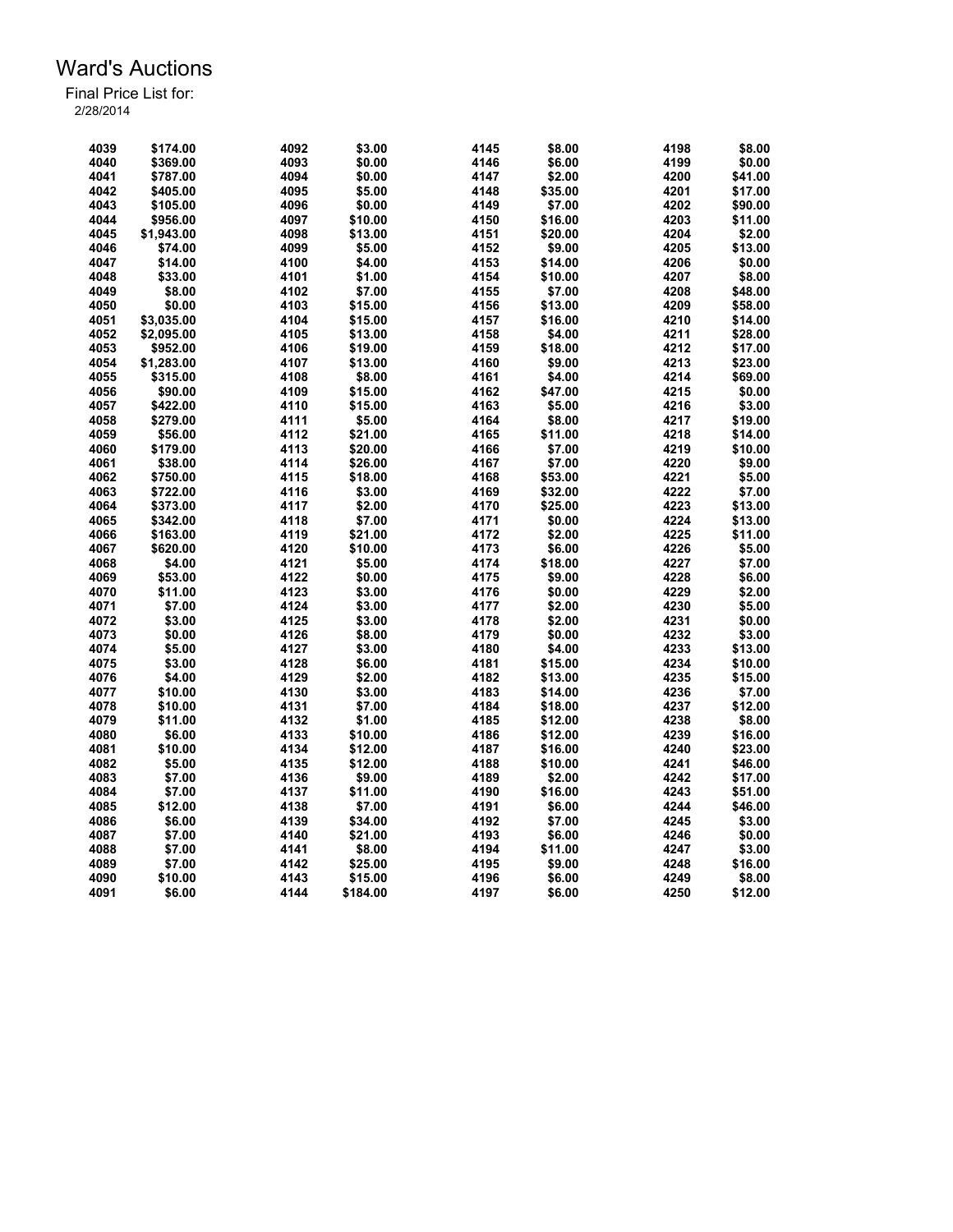# Ward's Auctions

Final Price List for:
2/28/2014

| Lot | Price | Lot | Price | Lot | Price | Lot | Price |
|---|---|---|---|---|---|---|---|
| 4039 | $174.00 | 4092 | $3.00 | 4145 | $8.00 | 4198 | $8.00 |
| 4040 | $369.00 | 4093 | $0.00 | 4146 | $6.00 | 4199 | $0.00 |
| 4041 | $787.00 | 4094 | $0.00 | 4147 | $2.00 | 4200 | $41.00 |
| 4042 | $405.00 | 4095 | $5.00 | 4148 | $35.00 | 4201 | $17.00 |
| 4043 | $105.00 | 4096 | $0.00 | 4149 | $7.00 | 4202 | $90.00 |
| 4044 | $956.00 | 4097 | $10.00 | 4150 | $16.00 | 4203 | $11.00 |
| 4045 | $1,943.00 | 4098 | $13.00 | 4151 | $20.00 | 4204 | $2.00 |
| 4046 | $74.00 | 4099 | $5.00 | 4152 | $9.00 | 4205 | $13.00 |
| 4047 | $14.00 | 4100 | $4.00 | 4153 | $14.00 | 4206 | $0.00 |
| 4048 | $33.00 | 4101 | $1.00 | 4154 | $10.00 | 4207 | $8.00 |
| 4049 | $8.00 | 4102 | $7.00 | 4155 | $7.00 | 4208 | $48.00 |
| 4050 | $0.00 | 4103 | $15.00 | 4156 | $13.00 | 4209 | $58.00 |
| 4051 | $3,035.00 | 4104 | $15.00 | 4157 | $16.00 | 4210 | $14.00 |
| 4052 | $2,095.00 | 4105 | $13.00 | 4158 | $4.00 | 4211 | $28.00 |
| 4053 | $952.00 | 4106 | $19.00 | 4159 | $18.00 | 4212 | $17.00 |
| 4054 | $1,283.00 | 4107 | $13.00 | 4160 | $9.00 | 4213 | $23.00 |
| 4055 | $315.00 | 4108 | $8.00 | 4161 | $4.00 | 4214 | $69.00 |
| 4056 | $90.00 | 4109 | $15.00 | 4162 | $47.00 | 4215 | $0.00 |
| 4057 | $422.00 | 4110 | $15.00 | 4163 | $5.00 | 4216 | $3.00 |
| 4058 | $279.00 | 4111 | $5.00 | 4164 | $8.00 | 4217 | $19.00 |
| 4059 | $56.00 | 4112 | $21.00 | 4165 | $11.00 | 4218 | $14.00 |
| 4060 | $179.00 | 4113 | $20.00 | 4166 | $7.00 | 4219 | $10.00 |
| 4061 | $38.00 | 4114 | $26.00 | 4167 | $7.00 | 4220 | $9.00 |
| 4062 | $750.00 | 4115 | $18.00 | 4168 | $53.00 | 4221 | $5.00 |
| 4063 | $722.00 | 4116 | $3.00 | 4169 | $32.00 | 4222 | $7.00 |
| 4064 | $373.00 | 4117 | $2.00 | 4170 | $25.00 | 4223 | $13.00 |
| 4065 | $342.00 | 4118 | $7.00 | 4171 | $0.00 | 4224 | $13.00 |
| 4066 | $163.00 | 4119 | $21.00 | 4172 | $2.00 | 4225 | $11.00 |
| 4067 | $620.00 | 4120 | $10.00 | 4173 | $6.00 | 4226 | $5.00 |
| 4068 | $4.00 | 4121 | $5.00 | 4174 | $18.00 | 4227 | $7.00 |
| 4069 | $53.00 | 4122 | $0.00 | 4175 | $9.00 | 4228 | $6.00 |
| 4070 | $11.00 | 4123 | $3.00 | 4176 | $0.00 | 4229 | $2.00 |
| 4071 | $7.00 | 4124 | $3.00 | 4177 | $2.00 | 4230 | $5.00 |
| 4072 | $3.00 | 4125 | $3.00 | 4178 | $2.00 | 4231 | $0.00 |
| 4073 | $0.00 | 4126 | $8.00 | 4179 | $0.00 | 4232 | $3.00 |
| 4074 | $5.00 | 4127 | $3.00 | 4180 | $4.00 | 4233 | $13.00 |
| 4075 | $3.00 | 4128 | $6.00 | 4181 | $15.00 | 4234 | $10.00 |
| 4076 | $4.00 | 4129 | $2.00 | 4182 | $13.00 | 4235 | $15.00 |
| 4077 | $10.00 | 4130 | $3.00 | 4183 | $14.00 | 4236 | $7.00 |
| 4078 | $10.00 | 4131 | $7.00 | 4184 | $18.00 | 4237 | $12.00 |
| 4079 | $11.00 | 4132 | $1.00 | 4185 | $12.00 | 4238 | $8.00 |
| 4080 | $6.00 | 4133 | $10.00 | 4186 | $12.00 | 4239 | $16.00 |
| 4081 | $10.00 | 4134 | $12.00 | 4187 | $16.00 | 4240 | $23.00 |
| 4082 | $5.00 | 4135 | $12.00 | 4188 | $10.00 | 4241 | $46.00 |
| 4083 | $7.00 | 4136 | $9.00 | 4189 | $2.00 | 4242 | $17.00 |
| 4084 | $7.00 | 4137 | $11.00 | 4190 | $16.00 | 4243 | $51.00 |
| 4085 | $12.00 | 4138 | $7.00 | 4191 | $6.00 | 4244 | $46.00 |
| 4086 | $6.00 | 4139 | $34.00 | 4192 | $7.00 | 4245 | $3.00 |
| 4087 | $7.00 | 4140 | $21.00 | 4193 | $6.00 | 4246 | $0.00 |
| 4088 | $7.00 | 4141 | $8.00 | 4194 | $11.00 | 4247 | $3.00 |
| 4089 | $7.00 | 4142 | $25.00 | 4195 | $9.00 | 4248 | $16.00 |
| 4090 | $10.00 | 4143 | $15.00 | 4196 | $6.00 | 4249 | $8.00 |
| 4091 | $6.00 | 4144 | $184.00 | 4197 | $6.00 | 4250 | $12.00 |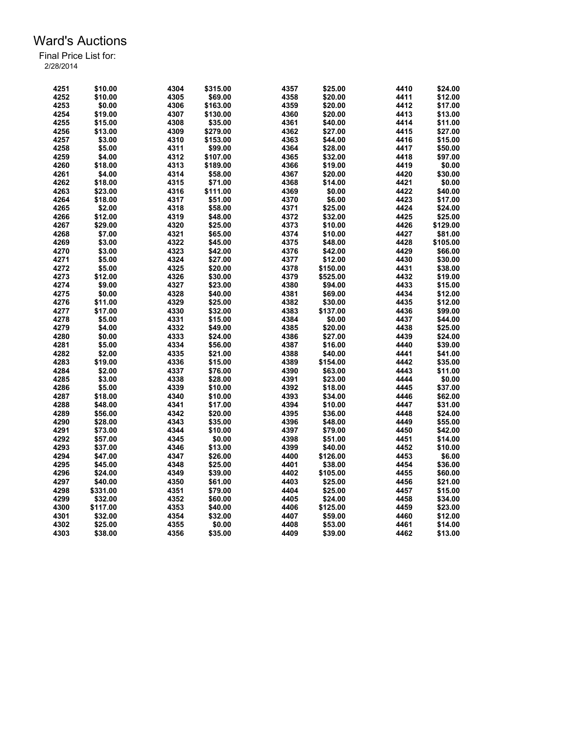# Ward's Auctions

Final Price List for:

2/28/2014

| Lot | Price | Lot | Price | Lot | Price | Lot | Price |
|---|---|---|---|---|---|---|---|
| 4251 | $10.00 | 4304 | $315.00 | 4357 | $25.00 | 4410 | $24.00 |
| 4252 | $10.00 | 4305 | $69.00 | 4358 | $20.00 | 4411 | $12.00 |
| 4253 | $0.00 | 4306 | $163.00 | 4359 | $20.00 | 4412 | $17.00 |
| 4254 | $19.00 | 4307 | $130.00 | 4360 | $20.00 | 4413 | $13.00 |
| 4255 | $15.00 | 4308 | $35.00 | 4361 | $40.00 | 4414 | $11.00 |
| 4256 | $13.00 | 4309 | $279.00 | 4362 | $27.00 | 4415 | $27.00 |
| 4257 | $3.00 | 4310 | $153.00 | 4363 | $44.00 | 4416 | $15.00 |
| 4258 | $5.00 | 4311 | $99.00 | 4364 | $28.00 | 4417 | $50.00 |
| 4259 | $4.00 | 4312 | $107.00 | 4365 | $32.00 | 4418 | $97.00 |
| 4260 | $18.00 | 4313 | $189.00 | 4366 | $19.00 | 4419 | $0.00 |
| 4261 | $4.00 | 4314 | $58.00 | 4367 | $20.00 | 4420 | $30.00 |
| 4262 | $18.00 | 4315 | $71.00 | 4368 | $14.00 | 4421 | $0.00 |
| 4263 | $23.00 | 4316 | $111.00 | 4369 | $0.00 | 4422 | $40.00 |
| 4264 | $18.00 | 4317 | $51.00 | 4370 | $6.00 | 4423 | $17.00 |
| 4265 | $2.00 | 4318 | $58.00 | 4371 | $25.00 | 4424 | $24.00 |
| 4266 | $12.00 | 4319 | $48.00 | 4372 | $32.00 | 4425 | $25.00 |
| 4267 | $29.00 | 4320 | $25.00 | 4373 | $10.00 | 4426 | $129.00 |
| 4268 | $7.00 | 4321 | $65.00 | 4374 | $10.00 | 4427 | $81.00 |
| 4269 | $3.00 | 4322 | $45.00 | 4375 | $48.00 | 4428 | $105.00 |
| 4270 | $3.00 | 4323 | $42.00 | 4376 | $42.00 | 4429 | $66.00 |
| 4271 | $5.00 | 4324 | $27.00 | 4377 | $12.00 | 4430 | $30.00 |
| 4272 | $5.00 | 4325 | $20.00 | 4378 | $150.00 | 4431 | $38.00 |
| 4273 | $12.00 | 4326 | $30.00 | 4379 | $525.00 | 4432 | $19.00 |
| 4274 | $9.00 | 4327 | $23.00 | 4380 | $94.00 | 4433 | $15.00 |
| 4275 | $0.00 | 4328 | $40.00 | 4381 | $69.00 | 4434 | $12.00 |
| 4276 | $11.00 | 4329 | $25.00 | 4382 | $30.00 | 4435 | $12.00 |
| 4277 | $17.00 | 4330 | $32.00 | 4383 | $137.00 | 4436 | $99.00 |
| 4278 | $5.00 | 4331 | $15.00 | 4384 | $0.00 | 4437 | $44.00 |
| 4279 | $4.00 | 4332 | $49.00 | 4385 | $20.00 | 4438 | $25.00 |
| 4280 | $0.00 | 4333 | $24.00 | 4386 | $27.00 | 4439 | $24.00 |
| 4281 | $5.00 | 4334 | $56.00 | 4387 | $16.00 | 4440 | $39.00 |
| 4282 | $2.00 | 4335 | $21.00 | 4388 | $40.00 | 4441 | $41.00 |
| 4283 | $19.00 | 4336 | $15.00 | 4389 | $154.00 | 4442 | $35.00 |
| 4284 | $2.00 | 4337 | $76.00 | 4390 | $63.00 | 4443 | $11.00 |
| 4285 | $3.00 | 4338 | $28.00 | 4391 | $23.00 | 4444 | $0.00 |
| 4286 | $5.00 | 4339 | $10.00 | 4392 | $18.00 | 4445 | $37.00 |
| 4287 | $18.00 | 4340 | $10.00 | 4393 | $34.00 | 4446 | $62.00 |
| 4288 | $48.00 | 4341 | $17.00 | 4394 | $10.00 | 4447 | $31.00 |
| 4289 | $56.00 | 4342 | $20.00 | 4395 | $36.00 | 4448 | $24.00 |
| 4290 | $28.00 | 4343 | $35.00 | 4396 | $48.00 | 4449 | $55.00 |
| 4291 | $73.00 | 4344 | $10.00 | 4397 | $79.00 | 4450 | $42.00 |
| 4292 | $57.00 | 4345 | $0.00 | 4398 | $51.00 | 4451 | $14.00 |
| 4293 | $37.00 | 4346 | $13.00 | 4399 | $40.00 | 4452 | $10.00 |
| 4294 | $47.00 | 4347 | $26.00 | 4400 | $126.00 | 4453 | $6.00 |
| 4295 | $45.00 | 4348 | $25.00 | 4401 | $38.00 | 4454 | $36.00 |
| 4296 | $24.00 | 4349 | $39.00 | 4402 | $105.00 | 4455 | $60.00 |
| 4297 | $40.00 | 4350 | $61.00 | 4403 | $25.00 | 4456 | $21.00 |
| 4298 | $331.00 | 4351 | $79.00 | 4404 | $25.00 | 4457 | $15.00 |
| 4299 | $32.00 | 4352 | $60.00 | 4405 | $24.00 | 4458 | $34.00 |
| 4300 | $117.00 | 4353 | $40.00 | 4406 | $125.00 | 4459 | $23.00 |
| 4301 | $32.00 | 4354 | $32.00 | 4407 | $59.00 | 4460 | $12.00 |
| 4302 | $25.00 | 4355 | $0.00 | 4408 | $53.00 | 4461 | $14.00 |
| 4303 | $38.00 | 4356 | $35.00 | 4409 | $39.00 | 4462 | $13.00 |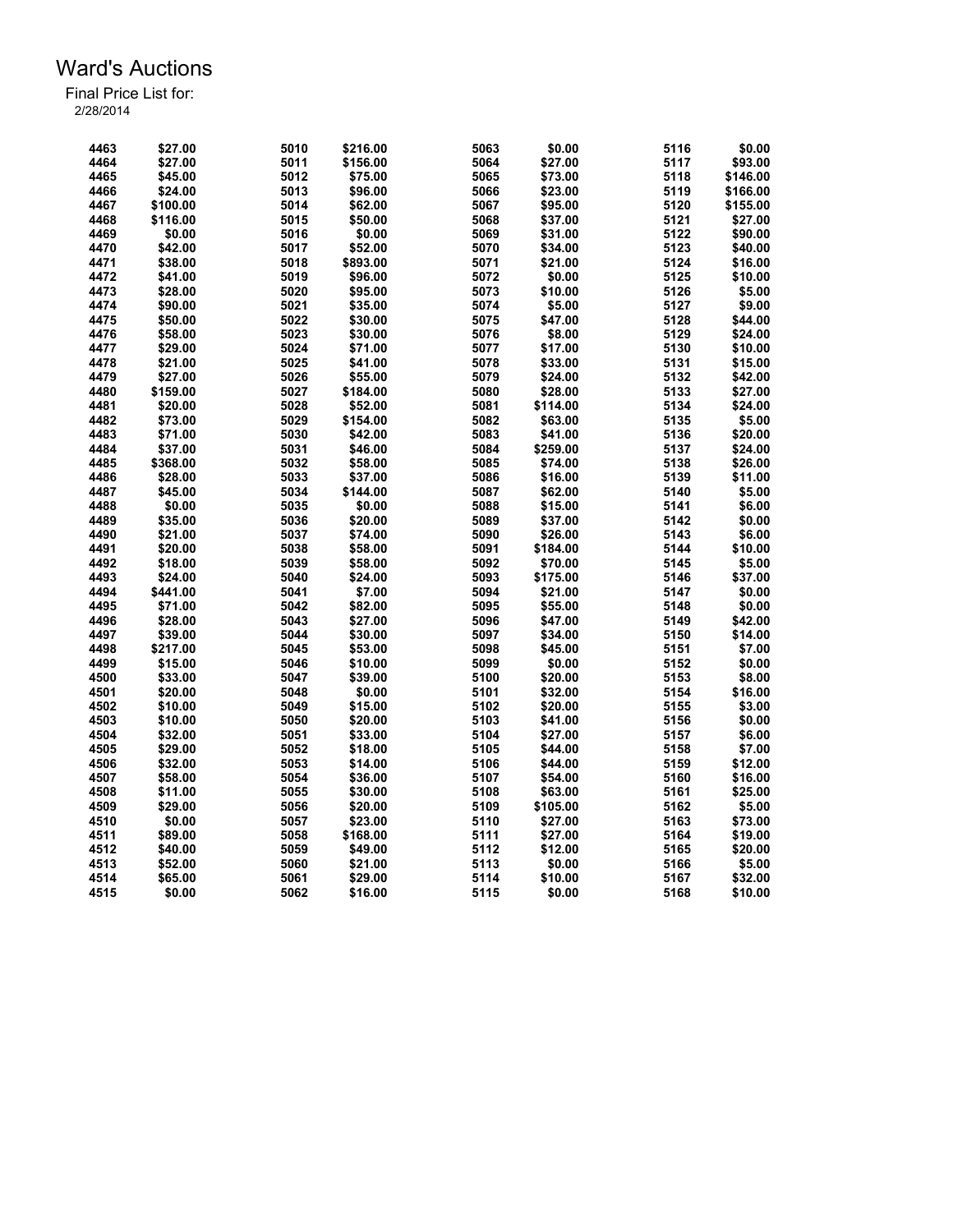# Ward's Auctions

Final Price List for:
2/28/2014

| Lot | Price | Lot | Price | Lot | Price | Lot | Price |
|---|---|---|---|---|---|---|---|
| 4463 | $27.00 | 5010 | $216.00 | 5063 | $0.00 | 5116 | $0.00 |
| 4464 | $27.00 | 5011 | $156.00 | 5064 | $27.00 | 5117 | $93.00 |
| 4465 | $45.00 | 5012 | $75.00 | 5065 | $73.00 | 5118 | $146.00 |
| 4466 | $24.00 | 5013 | $96.00 | 5066 | $23.00 | 5119 | $166.00 |
| 4467 | $100.00 | 5014 | $62.00 | 5067 | $95.00 | 5120 | $155.00 |
| 4468 | $116.00 | 5015 | $50.00 | 5068 | $37.00 | 5121 | $27.00 |
| 4469 | $0.00 | 5016 | $0.00 | 5069 | $31.00 | 5122 | $90.00 |
| 4470 | $42.00 | 5017 | $52.00 | 5070 | $34.00 | 5123 | $40.00 |
| 4471 | $38.00 | 5018 | $893.00 | 5071 | $21.00 | 5124 | $16.00 |
| 4472 | $41.00 | 5019 | $96.00 | 5072 | $0.00 | 5125 | $10.00 |
| 4473 | $28.00 | 5020 | $95.00 | 5073 | $10.00 | 5126 | $5.00 |
| 4474 | $90.00 | 5021 | $35.00 | 5074 | $5.00 | 5127 | $9.00 |
| 4475 | $50.00 | 5022 | $30.00 | 5075 | $47.00 | 5128 | $44.00 |
| 4476 | $58.00 | 5023 | $30.00 | 5076 | $8.00 | 5129 | $24.00 |
| 4477 | $29.00 | 5024 | $71.00 | 5077 | $17.00 | 5130 | $10.00 |
| 4478 | $21.00 | 5025 | $41.00 | 5078 | $33.00 | 5131 | $15.00 |
| 4479 | $27.00 | 5026 | $55.00 | 5079 | $24.00 | 5132 | $42.00 |
| 4480 | $159.00 | 5027 | $184.00 | 5080 | $28.00 | 5133 | $27.00 |
| 4481 | $20.00 | 5028 | $52.00 | 5081 | $114.00 | 5134 | $24.00 |
| 4482 | $73.00 | 5029 | $154.00 | 5082 | $63.00 | 5135 | $5.00 |
| 4483 | $71.00 | 5030 | $42.00 | 5083 | $41.00 | 5136 | $20.00 |
| 4484 | $37.00 | 5031 | $46.00 | 5084 | $259.00 | 5137 | $24.00 |
| 4485 | $368.00 | 5032 | $58.00 | 5085 | $74.00 | 5138 | $26.00 |
| 4486 | $28.00 | 5033 | $37.00 | 5086 | $16.00 | 5139 | $11.00 |
| 4487 | $45.00 | 5034 | $144.00 | 5087 | $62.00 | 5140 | $5.00 |
| 4488 | $0.00 | 5035 | $0.00 | 5088 | $15.00 | 5141 | $6.00 |
| 4489 | $35.00 | 5036 | $20.00 | 5089 | $37.00 | 5142 | $0.00 |
| 4490 | $21.00 | 5037 | $74.00 | 5090 | $26.00 | 5143 | $6.00 |
| 4491 | $20.00 | 5038 | $58.00 | 5091 | $184.00 | 5144 | $10.00 |
| 4492 | $18.00 | 5039 | $58.00 | 5092 | $70.00 | 5145 | $5.00 |
| 4493 | $24.00 | 5040 | $24.00 | 5093 | $175.00 | 5146 | $37.00 |
| 4494 | $441.00 | 5041 | $7.00 | 5094 | $21.00 | 5147 | $0.00 |
| 4495 | $71.00 | 5042 | $82.00 | 5095 | $55.00 | 5148 | $0.00 |
| 4496 | $28.00 | 5043 | $27.00 | 5096 | $47.00 | 5149 | $42.00 |
| 4497 | $39.00 | 5044 | $30.00 | 5097 | $34.00 | 5150 | $14.00 |
| 4498 | $217.00 | 5045 | $53.00 | 5098 | $45.00 | 5151 | $7.00 |
| 4499 | $15.00 | 5046 | $10.00 | 5099 | $0.00 | 5152 | $0.00 |
| 4500 | $33.00 | 5047 | $39.00 | 5100 | $20.00 | 5153 | $8.00 |
| 4501 | $20.00 | 5048 | $0.00 | 5101 | $32.00 | 5154 | $16.00 |
| 4502 | $10.00 | 5049 | $15.00 | 5102 | $20.00 | 5155 | $3.00 |
| 4503 | $10.00 | 5050 | $20.00 | 5103 | $41.00 | 5156 | $0.00 |
| 4504 | $32.00 | 5051 | $33.00 | 5104 | $27.00 | 5157 | $6.00 |
| 4505 | $29.00 | 5052 | $18.00 | 5105 | $44.00 | 5158 | $7.00 |
| 4506 | $32.00 | 5053 | $14.00 | 5106 | $44.00 | 5159 | $12.00 |
| 4507 | $58.00 | 5054 | $36.00 | 5107 | $54.00 | 5160 | $16.00 |
| 4508 | $11.00 | 5055 | $30.00 | 5108 | $63.00 | 5161 | $25.00 |
| 4509 | $29.00 | 5056 | $20.00 | 5109 | $105.00 | 5162 | $5.00 |
| 4510 | $0.00 | 5057 | $23.00 | 5110 | $27.00 | 5163 | $73.00 |
| 4511 | $89.00 | 5058 | $168.00 | 5111 | $27.00 | 5164 | $19.00 |
| 4512 | $40.00 | 5059 | $49.00 | 5112 | $12.00 | 5165 | $20.00 |
| 4513 | $52.00 | 5060 | $21.00 | 5113 | $0.00 | 5166 | $5.00 |
| 4514 | $65.00 | 5061 | $29.00 | 5114 | $10.00 | 5167 | $32.00 |
| 4515 | $0.00 | 5062 | $16.00 | 5115 | $0.00 | 5168 | $10.00 |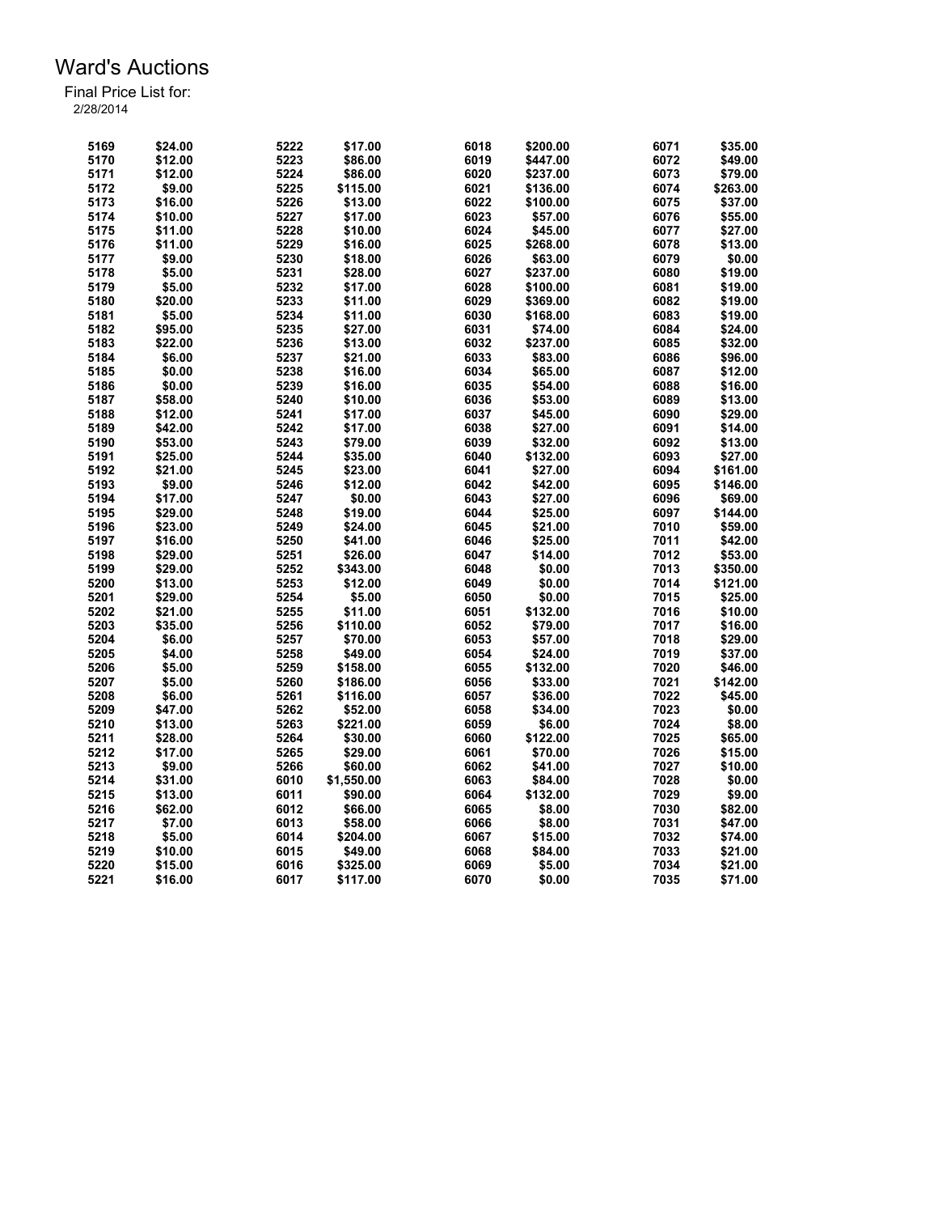# Ward's Auctions

Final Price List for:
2/28/2014

| Lot | Price | Lot | Price | Lot | Price | Lot | Price |
|---|---|---|---|---|---|---|---|
| 5169 | $24.00 | 5222 | $17.00 | 6018 | $200.00 | 6071 | $35.00 |
| 5170 | $12.00 | 5223 | $86.00 | 6019 | $447.00 | 6072 | $49.00 |
| 5171 | $12.00 | 5224 | $86.00 | 6020 | $237.00 | 6073 | $79.00 |
| 5172 | $9.00 | 5225 | $115.00 | 6021 | $136.00 | 6074 | $263.00 |
| 5173 | $16.00 | 5226 | $13.00 | 6022 | $100.00 | 6075 | $37.00 |
| 5174 | $10.00 | 5227 | $17.00 | 6023 | $57.00 | 6076 | $55.00 |
| 5175 | $11.00 | 5228 | $10.00 | 6024 | $45.00 | 6077 | $27.00 |
| 5176 | $11.00 | 5229 | $16.00 | 6025 | $268.00 | 6078 | $13.00 |
| 5177 | $9.00 | 5230 | $18.00 | 6026 | $63.00 | 6079 | $0.00 |
| 5178 | $5.00 | 5231 | $28.00 | 6027 | $237.00 | 6080 | $19.00 |
| 5179 | $5.00 | 5232 | $17.00 | 6028 | $100.00 | 6081 | $19.00 |
| 5180 | $20.00 | 5233 | $11.00 | 6029 | $369.00 | 6082 | $19.00 |
| 5181 | $5.00 | 5234 | $11.00 | 6030 | $168.00 | 6083 | $19.00 |
| 5182 | $95.00 | 5235 | $27.00 | 6031 | $74.00 | 6084 | $24.00 |
| 5183 | $22.00 | 5236 | $13.00 | 6032 | $237.00 | 6085 | $32.00 |
| 5184 | $6.00 | 5237 | $21.00 | 6033 | $83.00 | 6086 | $96.00 |
| 5185 | $0.00 | 5238 | $16.00 | 6034 | $65.00 | 6087 | $12.00 |
| 5186 | $0.00 | 5239 | $16.00 | 6035 | $54.00 | 6088 | $16.00 |
| 5187 | $58.00 | 5240 | $10.00 | 6036 | $53.00 | 6089 | $13.00 |
| 5188 | $12.00 | 5241 | $17.00 | 6037 | $45.00 | 6090 | $29.00 |
| 5189 | $42.00 | 5242 | $17.00 | 6038 | $27.00 | 6091 | $14.00 |
| 5190 | $53.00 | 5243 | $79.00 | 6039 | $32.00 | 6092 | $13.00 |
| 5191 | $25.00 | 5244 | $35.00 | 6040 | $132.00 | 6093 | $27.00 |
| 5192 | $21.00 | 5245 | $23.00 | 6041 | $27.00 | 6094 | $161.00 |
| 5193 | $9.00 | 5246 | $12.00 | 6042 | $42.00 | 6095 | $146.00 |
| 5194 | $17.00 | 5247 | $0.00 | 6043 | $27.00 | 6096 | $69.00 |
| 5195 | $29.00 | 5248 | $19.00 | 6044 | $25.00 | 6097 | $144.00 |
| 5196 | $23.00 | 5249 | $24.00 | 6045 | $21.00 | 7010 | $59.00 |
| 5197 | $16.00 | 5250 | $41.00 | 6046 | $25.00 | 7011 | $42.00 |
| 5198 | $29.00 | 5251 | $26.00 | 6047 | $14.00 | 7012 | $53.00 |
| 5199 | $29.00 | 5252 | $343.00 | 6048 | $0.00 | 7013 | $350.00 |
| 5200 | $13.00 | 5253 | $12.00 | 6049 | $0.00 | 7014 | $121.00 |
| 5201 | $29.00 | 5254 | $5.00 | 6050 | $0.00 | 7015 | $25.00 |
| 5202 | $21.00 | 5255 | $11.00 | 6051 | $132.00 | 7016 | $10.00 |
| 5203 | $35.00 | 5256 | $110.00 | 6052 | $79.00 | 7017 | $16.00 |
| 5204 | $6.00 | 5257 | $70.00 | 6053 | $57.00 | 7018 | $29.00 |
| 5205 | $4.00 | 5258 | $49.00 | 6054 | $24.00 | 7019 | $37.00 |
| 5206 | $5.00 | 5259 | $158.00 | 6055 | $132.00 | 7020 | $46.00 |
| 5207 | $5.00 | 5260 | $186.00 | 6056 | $33.00 | 7021 | $142.00 |
| 5208 | $6.00 | 5261 | $116.00 | 6057 | $36.00 | 7022 | $45.00 |
| 5209 | $47.00 | 5262 | $52.00 | 6058 | $34.00 | 7023 | $0.00 |
| 5210 | $13.00 | 5263 | $221.00 | 6059 | $6.00 | 7024 | $8.00 |
| 5211 | $28.00 | 5264 | $30.00 | 6060 | $122.00 | 7025 | $65.00 |
| 5212 | $17.00 | 5265 | $29.00 | 6061 | $70.00 | 7026 | $15.00 |
| 5213 | $9.00 | 5266 | $60.00 | 6062 | $41.00 | 7027 | $10.00 |
| 5214 | $31.00 | 6010 | $1,550.00 | 6063 | $84.00 | 7028 | $0.00 |
| 5215 | $13.00 | 6011 | $90.00 | 6064 | $132.00 | 7029 | $9.00 |
| 5216 | $62.00 | 6012 | $66.00 | 6065 | $8.00 | 7030 | $82.00 |
| 5217 | $7.00 | 6013 | $58.00 | 6066 | $8.00 | 7031 | $47.00 |
| 5218 | $5.00 | 6014 | $204.00 | 6067 | $15.00 | 7032 | $74.00 |
| 5219 | $10.00 | 6015 | $49.00 | 6068 | $84.00 | 7033 | $21.00 |
| 5220 | $15.00 | 6016 | $325.00 | 6069 | $5.00 | 7034 | $21.00 |
| 5221 | $16.00 | 6017 | $117.00 | 6070 | $0.00 | 7035 | $71.00 |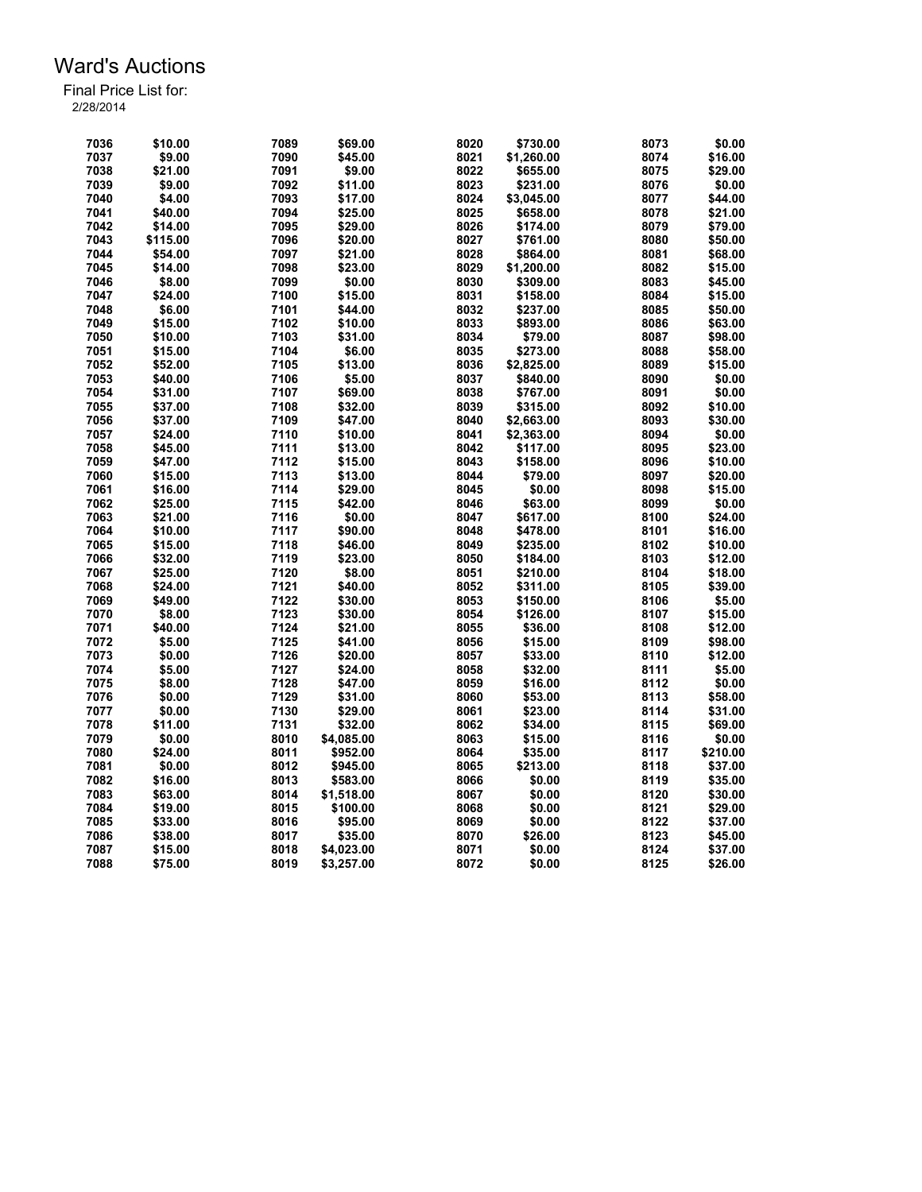# Ward's Auctions

Final Price List for:
2/28/2014

| Lot | Price | Lot | Price | Lot | Price | Lot | Price |
|---|---|---|---|---|---|---|---|
| 7036 | $10.00 | 7089 | $69.00 | 8020 | $730.00 | 8073 | $0.00 |
| 7037 | $9.00 | 7090 | $45.00 | 8021 | $1,260.00 | 8074 | $16.00 |
| 7038 | $21.00 | 7091 | $9.00 | 8022 | $655.00 | 8075 | $29.00 |
| 7039 | $9.00 | 7092 | $11.00 | 8023 | $231.00 | 8076 | $0.00 |
| 7040 | $4.00 | 7093 | $17.00 | 8024 | $3,045.00 | 8077 | $44.00 |
| 7041 | $40.00 | 7094 | $25.00 | 8025 | $658.00 | 8078 | $21.00 |
| 7042 | $14.00 | 7095 | $29.00 | 8026 | $174.00 | 8079 | $79.00 |
| 7043 | $115.00 | 7096 | $20.00 | 8027 | $761.00 | 8080 | $50.00 |
| 7044 | $54.00 | 7097 | $21.00 | 8028 | $864.00 | 8081 | $68.00 |
| 7045 | $14.00 | 7098 | $23.00 | 8029 | $1,200.00 | 8082 | $15.00 |
| 7046 | $8.00 | 7099 | $0.00 | 8030 | $309.00 | 8083 | $45.00 |
| 7047 | $24.00 | 7100 | $15.00 | 8031 | $158.00 | 8084 | $15.00 |
| 7048 | $6.00 | 7101 | $44.00 | 8032 | $237.00 | 8085 | $50.00 |
| 7049 | $15.00 | 7102 | $10.00 | 8033 | $893.00 | 8086 | $63.00 |
| 7050 | $10.00 | 7103 | $31.00 | 8034 | $79.00 | 8087 | $98.00 |
| 7051 | $15.00 | 7104 | $6.00 | 8035 | $273.00 | 8088 | $58.00 |
| 7052 | $52.00 | 7105 | $13.00 | 8036 | $2,825.00 | 8089 | $15.00 |
| 7053 | $40.00 | 7106 | $5.00 | 8037 | $840.00 | 8090 | $0.00 |
| 7054 | $31.00 | 7107 | $69.00 | 8038 | $767.00 | 8091 | $0.00 |
| 7055 | $37.00 | 7108 | $32.00 | 8039 | $315.00 | 8092 | $10.00 |
| 7056 | $37.00 | 7109 | $47.00 | 8040 | $2,663.00 | 8093 | $30.00 |
| 7057 | $24.00 | 7110 | $10.00 | 8041 | $2,363.00 | 8094 | $0.00 |
| 7058 | $45.00 | 7111 | $13.00 | 8042 | $117.00 | 8095 | $23.00 |
| 7059 | $47.00 | 7112 | $15.00 | 8043 | $158.00 | 8096 | $10.00 |
| 7060 | $15.00 | 7113 | $13.00 | 8044 | $79.00 | 8097 | $20.00 |
| 7061 | $16.00 | 7114 | $29.00 | 8045 | $0.00 | 8098 | $15.00 |
| 7062 | $25.00 | 7115 | $42.00 | 8046 | $63.00 | 8099 | $0.00 |
| 7063 | $21.00 | 7116 | $0.00 | 8047 | $617.00 | 8100 | $24.00 |
| 7064 | $10.00 | 7117 | $90.00 | 8048 | $478.00 | 8101 | $16.00 |
| 7065 | $15.00 | 7118 | $46.00 | 8049 | $235.00 | 8102 | $10.00 |
| 7066 | $32.00 | 7119 | $23.00 | 8050 | $184.00 | 8103 | $12.00 |
| 7067 | $25.00 | 7120 | $8.00 | 8051 | $210.00 | 8104 | $18.00 |
| 7068 | $24.00 | 7121 | $40.00 | 8052 | $311.00 | 8105 | $39.00 |
| 7069 | $49.00 | 7122 | $30.00 | 8053 | $150.00 | 8106 | $5.00 |
| 7070 | $8.00 | 7123 | $30.00 | 8054 | $126.00 | 8107 | $15.00 |
| 7071 | $40.00 | 7124 | $21.00 | 8055 | $36.00 | 8108 | $12.00 |
| 7072 | $5.00 | 7125 | $41.00 | 8056 | $15.00 | 8109 | $98.00 |
| 7073 | $0.00 | 7126 | $20.00 | 8057 | $33.00 | 8110 | $12.00 |
| 7074 | $5.00 | 7127 | $24.00 | 8058 | $32.00 | 8111 | $5.00 |
| 7075 | $8.00 | 7128 | $47.00 | 8059 | $16.00 | 8112 | $0.00 |
| 7076 | $0.00 | 7129 | $31.00 | 8060 | $53.00 | 8113 | $58.00 |
| 7077 | $0.00 | 7130 | $29.00 | 8061 | $23.00 | 8114 | $31.00 |
| 7078 | $11.00 | 7131 | $32.00 | 8062 | $34.00 | 8115 | $69.00 |
| 7079 | $0.00 | 8010 | $4,085.00 | 8063 | $15.00 | 8116 | $0.00 |
| 7080 | $24.00 | 8011 | $952.00 | 8064 | $35.00 | 8117 | $210.00 |
| 7081 | $0.00 | 8012 | $945.00 | 8065 | $213.00 | 8118 | $37.00 |
| 7082 | $16.00 | 8013 | $583.00 | 8066 | $0.00 | 8119 | $35.00 |
| 7083 | $63.00 | 8014 | $1,518.00 | 8067 | $0.00 | 8120 | $30.00 |
| 7084 | $19.00 | 8015 | $100.00 | 8068 | $0.00 | 8121 | $29.00 |
| 7085 | $33.00 | 8016 | $95.00 | 8069 | $0.00 | 8122 | $37.00 |
| 7086 | $38.00 | 8017 | $35.00 | 8070 | $26.00 | 8123 | $45.00 |
| 7087 | $15.00 | 8018 | $4,023.00 | 8071 | $0.00 | 8124 | $37.00 |
| 7088 | $75.00 | 8019 | $3,257.00 | 8072 | $0.00 | 8125 | $26.00 |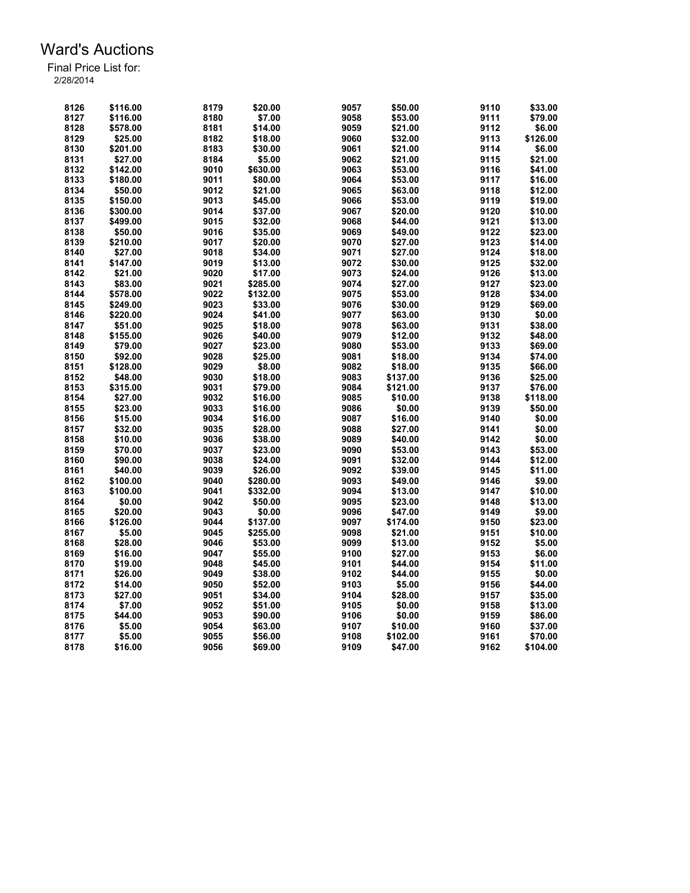# Ward's Auctions

Final Price List for:
2/28/2014

| Lot | Price | Lot | Price | Lot | Price | Lot | Price |
|---|---|---|---|---|---|---|---|
| 8126 | $116.00 | 8179 | $20.00 | 9057 | $50.00 | 9110 | $33.00 |
| 8127 | $116.00 | 8180 | $7.00 | 9058 | $53.00 | 9111 | $79.00 |
| 8128 | $578.00 | 8181 | $14.00 | 9059 | $21.00 | 9112 | $6.00 |
| 8129 | $25.00 | 8182 | $18.00 | 9060 | $32.00 | 9113 | $126.00 |
| 8130 | $201.00 | 8183 | $30.00 | 9061 | $21.00 | 9114 | $6.00 |
| 8131 | $27.00 | 8184 | $5.00 | 9062 | $21.00 | 9115 | $21.00 |
| 8132 | $142.00 | 9010 | $630.00 | 9063 | $53.00 | 9116 | $41.00 |
| 8133 | $180.00 | 9011 | $80.00 | 9064 | $53.00 | 9117 | $16.00 |
| 8134 | $50.00 | 9012 | $21.00 | 9065 | $63.00 | 9118 | $12.00 |
| 8135 | $150.00 | 9013 | $45.00 | 9066 | $53.00 | 9119 | $19.00 |
| 8136 | $300.00 | 9014 | $37.00 | 9067 | $20.00 | 9120 | $10.00 |
| 8137 | $499.00 | 9015 | $32.00 | 9068 | $44.00 | 9121 | $13.00 |
| 8138 | $50.00 | 9016 | $35.00 | 9069 | $49.00 | 9122 | $23.00 |
| 8139 | $210.00 | 9017 | $20.00 | 9070 | $27.00 | 9123 | $14.00 |
| 8140 | $27.00 | 9018 | $34.00 | 9071 | $27.00 | 9124 | $18.00 |
| 8141 | $147.00 | 9019 | $13.00 | 9072 | $30.00 | 9125 | $32.00 |
| 8142 | $21.00 | 9020 | $17.00 | 9073 | $24.00 | 9126 | $13.00 |
| 8143 | $83.00 | 9021 | $285.00 | 9074 | $27.00 | 9127 | $23.00 |
| 8144 | $578.00 | 9022 | $132.00 | 9075 | $53.00 | 9128 | $34.00 |
| 8145 | $249.00 | 9023 | $33.00 | 9076 | $30.00 | 9129 | $69.00 |
| 8146 | $220.00 | 9024 | $41.00 | 9077 | $63.00 | 9130 | $0.00 |
| 8147 | $51.00 | 9025 | $18.00 | 9078 | $63.00 | 9131 | $38.00 |
| 8148 | $155.00 | 9026 | $40.00 | 9079 | $12.00 | 9132 | $48.00 |
| 8149 | $79.00 | 9027 | $23.00 | 9080 | $53.00 | 9133 | $69.00 |
| 8150 | $92.00 | 9028 | $25.00 | 9081 | $18.00 | 9134 | $74.00 |
| 8151 | $128.00 | 9029 | $8.00 | 9082 | $18.00 | 9135 | $66.00 |
| 8152 | $48.00 | 9030 | $18.00 | 9083 | $137.00 | 9136 | $25.00 |
| 8153 | $315.00 | 9031 | $79.00 | 9084 | $121.00 | 9137 | $76.00 |
| 8154 | $27.00 | 9032 | $16.00 | 9085 | $10.00 | 9138 | $118.00 |
| 8155 | $23.00 | 9033 | $16.00 | 9086 | $0.00 | 9139 | $50.00 |
| 8156 | $15.00 | 9034 | $16.00 | 9087 | $16.00 | 9140 | $0.00 |
| 8157 | $32.00 | 9035 | $28.00 | 9088 | $27.00 | 9141 | $0.00 |
| 8158 | $10.00 | 9036 | $38.00 | 9089 | $40.00 | 9142 | $0.00 |
| 8159 | $70.00 | 9037 | $23.00 | 9090 | $53.00 | 9143 | $53.00 |
| 8160 | $90.00 | 9038 | $24.00 | 9091 | $32.00 | 9144 | $12.00 |
| 8161 | $40.00 | 9039 | $26.00 | 9092 | $39.00 | 9145 | $11.00 |
| 8162 | $100.00 | 9040 | $280.00 | 9093 | $49.00 | 9146 | $9.00 |
| 8163 | $100.00 | 9041 | $332.00 | 9094 | $13.00 | 9147 | $10.00 |
| 8164 | $0.00 | 9042 | $50.00 | 9095 | $23.00 | 9148 | $13.00 |
| 8165 | $20.00 | 9043 | $0.00 | 9096 | $47.00 | 9149 | $9.00 |
| 8166 | $126.00 | 9044 | $137.00 | 9097 | $174.00 | 9150 | $23.00 |
| 8167 | $5.00 | 9045 | $255.00 | 9098 | $21.00 | 9151 | $10.00 |
| 8168 | $28.00 | 9046 | $53.00 | 9099 | $13.00 | 9152 | $5.00 |
| 8169 | $16.00 | 9047 | $55.00 | 9100 | $27.00 | 9153 | $6.00 |
| 8170 | $19.00 | 9048 | $45.00 | 9101 | $44.00 | 9154 | $11.00 |
| 8171 | $26.00 | 9049 | $38.00 | 9102 | $44.00 | 9155 | $0.00 |
| 8172 | $14.00 | 9050 | $52.00 | 9103 | $5.00 | 9156 | $44.00 |
| 8173 | $27.00 | 9051 | $34.00 | 9104 | $28.00 | 9157 | $35.00 |
| 8174 | $7.00 | 9052 | $51.00 | 9105 | $0.00 | 9158 | $13.00 |
| 8175 | $44.00 | 9053 | $90.00 | 9106 | $0.00 | 9159 | $86.00 |
| 8176 | $5.00 | 9054 | $63.00 | 9107 | $10.00 | 9160 | $37.00 |
| 8177 | $5.00 | 9055 | $56.00 | 9108 | $102.00 | 9161 | $70.00 |
| 8178 | $16.00 | 9056 | $69.00 | 9109 | $47.00 | 9162 | $104.00 |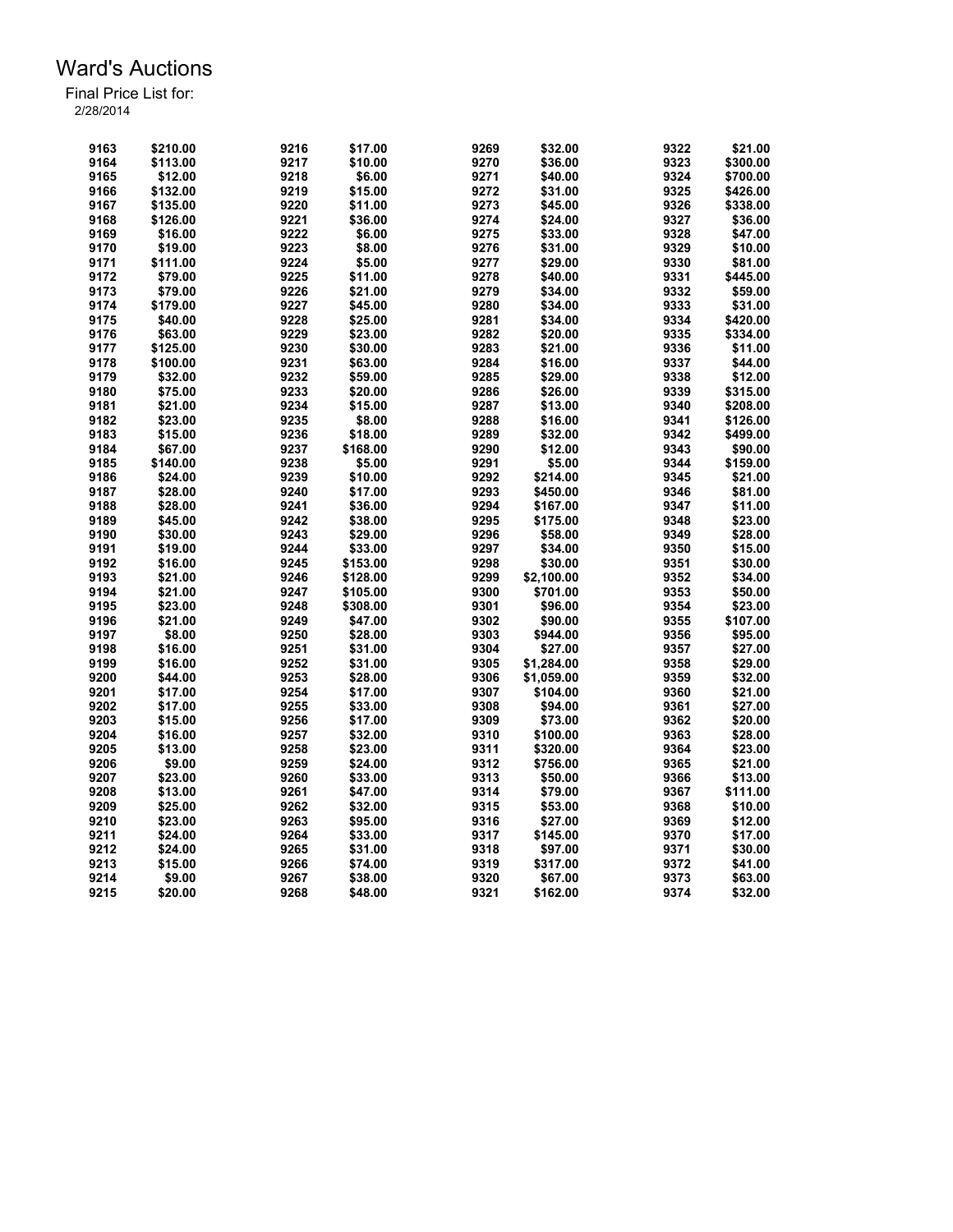# Ward's Auctions

Final Price List for:
2/28/2014

| Lot | Price | Lot | Price | Lot | Price | Lot | Price |
|---|---|---|---|---|---|---|---|
| 9163 | $210.00 | 9216 | $17.00 | 9269 | $32.00 | 9322 | $21.00 |
| 9164 | $113.00 | 9217 | $10.00 | 9270 | $36.00 | 9323 | $300.00 |
| 9165 | $12.00 | 9218 | $6.00 | 9271 | $40.00 | 9324 | $700.00 |
| 9166 | $132.00 | 9219 | $15.00 | 9272 | $31.00 | 9325 | $426.00 |
| 9167 | $135.00 | 9220 | $11.00 | 9273 | $45.00 | 9326 | $338.00 |
| 9168 | $126.00 | 9221 | $36.00 | 9274 | $24.00 | 9327 | $36.00 |
| 9169 | $16.00 | 9222 | $6.00 | 9275 | $33.00 | 9328 | $47.00 |
| 9170 | $19.00 | 9223 | $8.00 | 9276 | $31.00 | 9329 | $10.00 |
| 9171 | $111.00 | 9224 | $5.00 | 9277 | $29.00 | 9330 | $81.00 |
| 9172 | $79.00 | 9225 | $11.00 | 9278 | $40.00 | 9331 | $445.00 |
| 9173 | $79.00 | 9226 | $21.00 | 9279 | $34.00 | 9332 | $59.00 |
| 9174 | $179.00 | 9227 | $45.00 | 9280 | $34.00 | 9333 | $31.00 |
| 9175 | $40.00 | 9228 | $25.00 | 9281 | $34.00 | 9334 | $420.00 |
| 9176 | $63.00 | 9229 | $23.00 | 9282 | $20.00 | 9335 | $334.00 |
| 9177 | $125.00 | 9230 | $30.00 | 9283 | $21.00 | 9336 | $11.00 |
| 9178 | $100.00 | 9231 | $63.00 | 9284 | $16.00 | 9337 | $44.00 |
| 9179 | $32.00 | 9232 | $59.00 | 9285 | $29.00 | 9338 | $12.00 |
| 9180 | $75.00 | 9233 | $20.00 | 9286 | $26.00 | 9339 | $315.00 |
| 9181 | $21.00 | 9234 | $15.00 | 9287 | $13.00 | 9340 | $208.00 |
| 9182 | $23.00 | 9235 | $8.00 | 9288 | $16.00 | 9341 | $126.00 |
| 9183 | $15.00 | 9236 | $18.00 | 9289 | $32.00 | 9342 | $499.00 |
| 9184 | $67.00 | 9237 | $168.00 | 9290 | $12.00 | 9343 | $90.00 |
| 9185 | $140.00 | 9238 | $5.00 | 9291 | $5.00 | 9344 | $159.00 |
| 9186 | $24.00 | 9239 | $10.00 | 9292 | $214.00 | 9345 | $21.00 |
| 9187 | $28.00 | 9240 | $17.00 | 9293 | $450.00 | 9346 | $81.00 |
| 9188 | $28.00 | 9241 | $36.00 | 9294 | $167.00 | 9347 | $11.00 |
| 9189 | $45.00 | 9242 | $38.00 | 9295 | $175.00 | 9348 | $23.00 |
| 9190 | $30.00 | 9243 | $29.00 | 9296 | $58.00 | 9349 | $28.00 |
| 9191 | $19.00 | 9244 | $33.00 | 9297 | $34.00 | 9350 | $15.00 |
| 9192 | $16.00 | 9245 | $153.00 | 9298 | $30.00 | 9351 | $30.00 |
| 9193 | $21.00 | 9246 | $128.00 | 9299 | $2,100.00 | 9352 | $34.00 |
| 9194 | $21.00 | 9247 | $105.00 | 9300 | $701.00 | 9353 | $50.00 |
| 9195 | $23.00 | 9248 | $308.00 | 9301 | $96.00 | 9354 | $23.00 |
| 9196 | $21.00 | 9249 | $47.00 | 9302 | $90.00 | 9355 | $107.00 |
| 9197 | $8.00 | 9250 | $28.00 | 9303 | $944.00 | 9356 | $95.00 |
| 9198 | $16.00 | 9251 | $31.00 | 9304 | $27.00 | 9357 | $27.00 |
| 9199 | $16.00 | 9252 | $31.00 | 9305 | $1,284.00 | 9358 | $29.00 |
| 9200 | $44.00 | 9253 | $28.00 | 9306 | $1,059.00 | 9359 | $32.00 |
| 9201 | $17.00 | 9254 | $17.00 | 9307 | $104.00 | 9360 | $21.00 |
| 9202 | $17.00 | 9255 | $33.00 | 9308 | $94.00 | 9361 | $27.00 |
| 9203 | $15.00 | 9256 | $17.00 | 9309 | $73.00 | 9362 | $20.00 |
| 9204 | $16.00 | 9257 | $32.00 | 9310 | $100.00 | 9363 | $28.00 |
| 9205 | $13.00 | 9258 | $23.00 | 9311 | $320.00 | 9364 | $23.00 |
| 9206 | $9.00 | 9259 | $24.00 | 9312 | $756.00 | 9365 | $21.00 |
| 9207 | $23.00 | 9260 | $33.00 | 9313 | $50.00 | 9366 | $13.00 |
| 9208 | $13.00 | 9261 | $47.00 | 9314 | $79.00 | 9367 | $111.00 |
| 9209 | $25.00 | 9262 | $32.00 | 9315 | $53.00 | 9368 | $10.00 |
| 9210 | $23.00 | 9263 | $95.00 | 9316 | $27.00 | 9369 | $12.00 |
| 9211 | $24.00 | 9264 | $33.00 | 9317 | $145.00 | 9370 | $17.00 |
| 9212 | $24.00 | 9265 | $31.00 | 9318 | $97.00 | 9371 | $30.00 |
| 9213 | $15.00 | 9266 | $74.00 | 9319 | $317.00 | 9372 | $41.00 |
| 9214 | $9.00 | 9267 | $38.00 | 9320 | $67.00 | 9373 | $63.00 |
| 9215 | $20.00 | 9268 | $48.00 | 9321 | $162.00 | 9374 | $32.00 |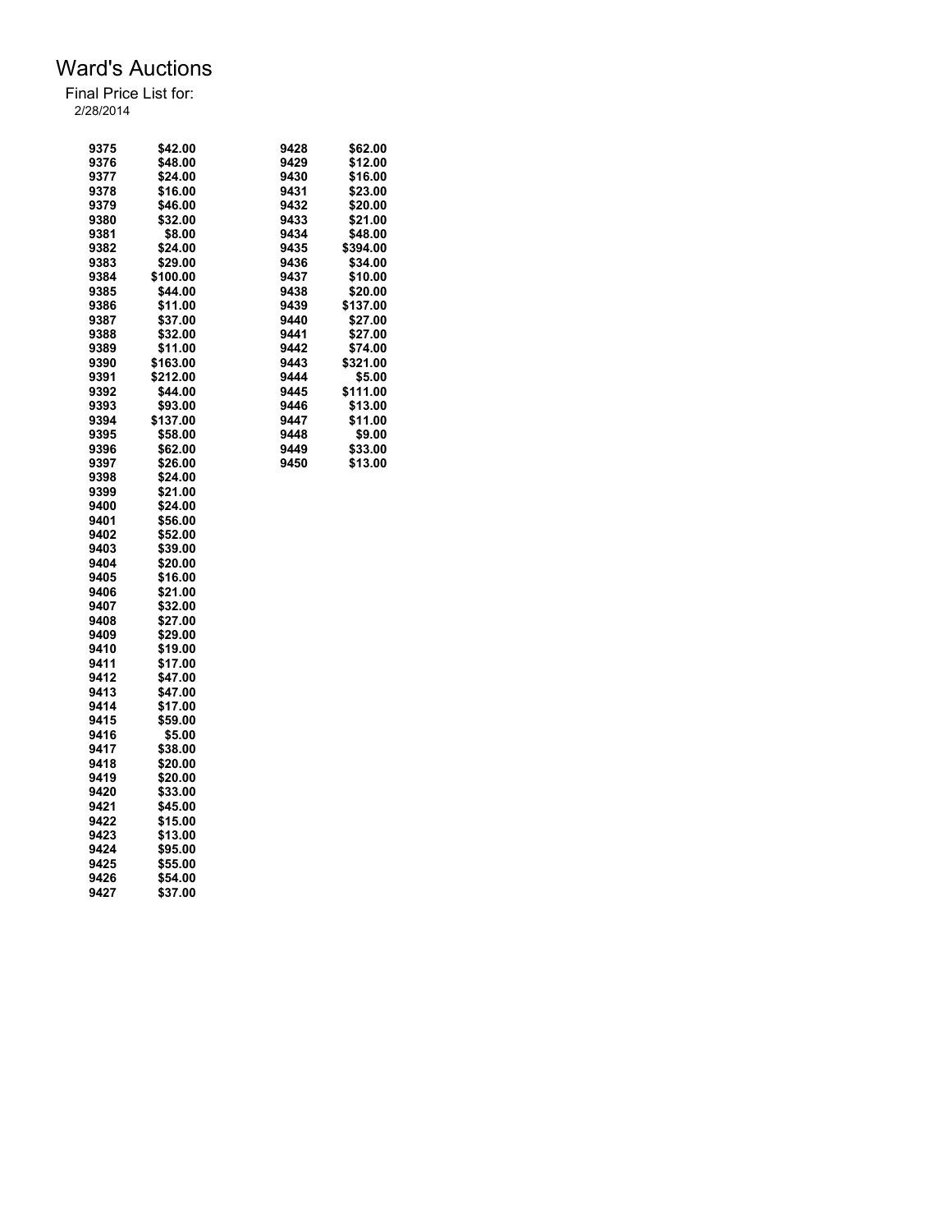# Ward's Auctions

Final Price List for:

2/28/2014

| | |
|---|---|
| 9375 | $42.00 |
| 9376 | $48.00 |
| 9377 | $24.00 |
| 9378 | $16.00 |
| 9379 | $46.00 |
| 9380 | $32.00 |
| 9381 | $8.00 |
| 9382 | $24.00 |
| 9383 | $29.00 |
| 9384 | $100.00 |
| 9385 | $44.00 |
| 9386 | $11.00 |
| 9387 | $37.00 |
| 9388 | $32.00 |
| 9389 | $11.00 |
| 9390 | $163.00 |
| 9391 | $212.00 |
| 9392 | $44.00 |
| 9393 | $93.00 |
| 9394 | $137.00 |
| 9395 | $58.00 |
| 9396 | $62.00 |
| 9397 | $26.00 |
| 9398 | $24.00 |
| 9399 | $21.00 |
| 9400 | $24.00 |
| 9401 | $56.00 |
| 9402 | $52.00 |
| 9403 | $39.00 |
| 9404 | $20.00 |
| 9405 | $16.00 |
| 9406 | $21.00 |
| 9407 | $32.00 |
| 9408 | $27.00 |
| 9409 | $29.00 |
| 9410 | $19.00 |
| 9411 | $17.00 |
| 9412 | $47.00 |
| 9413 | $47.00 |
| 9414 | $17.00 |
| 9415 | $59.00 |
| 9416 | $5.00 |
| 9417 | $38.00 |
| 9418 | $20.00 |
| 9419 | $20.00 |
| 9420 | $33.00 |
| 9421 | $45.00 |
| 9422 | $15.00 |
| 9423 | $13.00 |
| 9424 | $95.00 |
| 9425 | $55.00 |
| 9426 | $54.00 |
| 9427 | $37.00 |
| 9428 | $62.00 |
| 9429 | $12.00 |
| 9430 | $16.00 |
| 9431 | $23.00 |
| 9432 | $20.00 |
| 9433 | $21.00 |
| 9434 | $48.00 |
| 9435 | $394.00 |
| 9436 | $34.00 |
| 9437 | $10.00 |
| 9438 | $20.00 |
| 9439 | $137.00 |
| 9440 | $27.00 |
| 9441 | $27.00 |
| 9442 | $74.00 |
| 9443 | $321.00 |
| 9444 | $5.00 |
| 9445 | $111.00 |
| 9446 | $13.00 |
| 9447 | $11.00 |
| 9448 | $9.00 |
| 9449 | $33.00 |
| 9450 | $13.00 |